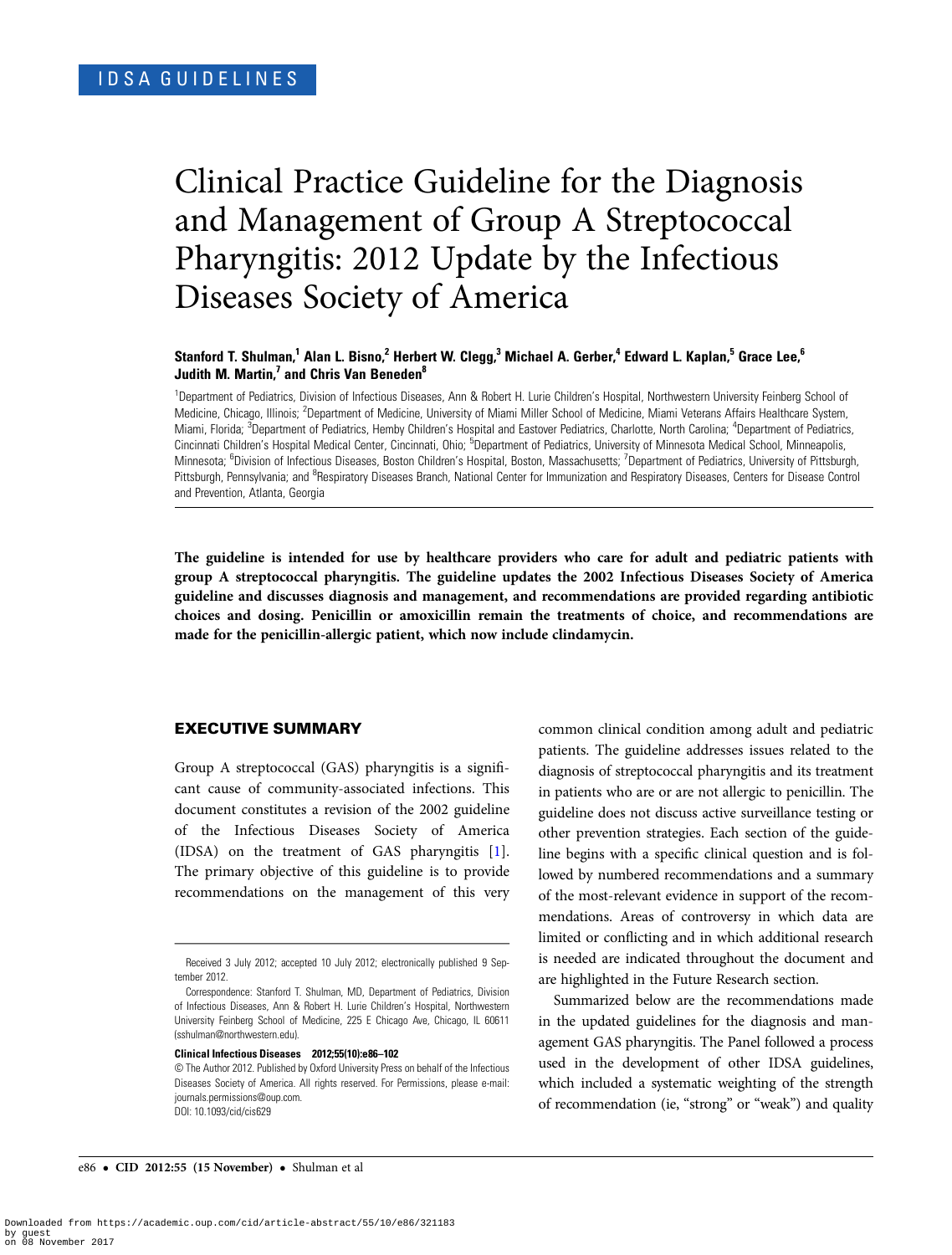IDSA GUIDELINES

# Clinical Practice Guideline for the Diagnosis and Management of Group A Streptococcal Pharyngitis: 2012 Update by the Infectious Diseases Society of America

**Stanford T. Shulman,[1] Alan L. Bisno,[2] Herbert W. Clegg,[3] Michael A. Gerber,[4] Edward L. Kaplan,[5] Grace Lee,[6] Judith M. Martin,[7] and Chris Van Beneden[8]**

[1]Department of Pediatrics, Division of Infectious Diseases, Ann & Robert H. Lurie Children's Hospital, Northwestern University Feinberg School of Medicine, Chicago, Illinois; [2]Department of Medicine, University of Miami Miller School of Medicine, Miami Veterans Affairs Healthcare System, Miami, Florida; [3]Department of Pediatrics, Hemby Children's Hospital and Eastover Pediatrics, Charlotte, North Carolina; [4]Department of Pediatrics, Cincinnati Children's Hospital Medical Center, Cincinnati, Ohio; [5]Department of Pediatrics, University of Minnesota Medical School, Minneapolis, Minnesota; [6]Division of Infectious Diseases, Boston Children's Hospital, Boston, Massachusetts; [7]Department of Pediatrics, University of Pittsburgh, Pittsburgh, Pennsylvania; and [8]Respiratory Diseases Branch, National Center for Immunization and Respiratory Diseases, Centers for Disease Control and Prevention, Atlanta, Georgia

**The guideline is intended for use by healthcare providers who care for adult and pediatric patients with group A streptococcal pharyngitis. The guideline updates the 2002 Infectious Diseases Society of America guideline and discusses diagnosis and management, and recommendations are provided regarding antibiotic choices and dosing. Penicillin or amoxicillin remain the treatments of choice, and recommendations are made for the penicillin-allergic patient, which now include clindamycin.**

## EXECUTIVE SUMMARY

Group A streptococcal (GAS) pharyngitis is a significant cause of community-associated infections. This document constitutes a revision of the 2002 guideline of the Infectious Diseases Society of America (IDSA) on the treatment of GAS pharyngitis [1]. The primary objective of this guideline is to provide recommendations on the management of this very common clinical condition among adult and pediatric patients. The guideline addresses issues related to the diagnosis of streptococcal pharyngitis and its treatment in patients who are or are not allergic to penicillin. The guideline does not discuss active surveillance testing or other prevention strategies. Each section of the guideline begins with a specific clinical question and is followed by numbered recommendations and a summary of the most-relevant evidence in support of the recommendations. Areas of controversy in which data are limited or conflicting and in which additional research is needed are indicated throughout the document and are highlighted in the Future Research section.

Summarized below are the recommendations made in the updated guidelines for the diagnosis and management GAS pharyngitis. The Panel followed a process used in the development of other IDSA guidelines, which included a systematic weighting of the strength of recommendation (ie, "strong" or "weak") and quality

Received 3 July 2012; accepted 10 July 2012; electronically published 9 September 2012.

Correspondence: Stanford T. Shulman, MD, Department of Pediatrics, Division of Infectious Diseases, Ann & Robert H. Lurie Children's Hospital, Northwestern University Feinberg School of Medicine, 225 E Chicago Ave, Chicago, IL 60611 (sshulman@northwestern.edu).

**Clinical Infectious Diseases 2012;55(10):e86–102**

© The Author 2012. Published by Oxford University Press on behalf of the Infectious Diseases Society of America. All rights reserved. For Permissions, please e-mail: journals.permissions@oup.com.
DOI: 10.1093/cid/cis629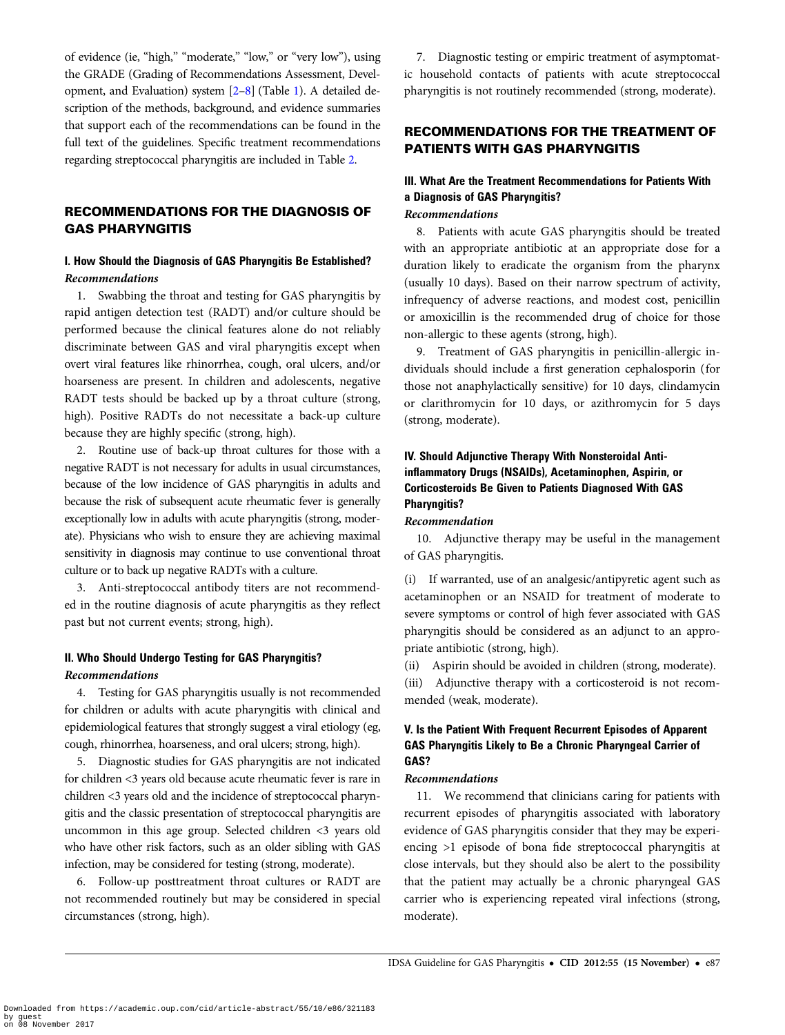of evidence (ie, "high," "moderate," "low," or "very low"), using the GRADE (Grading of Recommendations Assessment, Development, and Evaluation) system [2–8] (Table 1). A detailed description of the methods, background, and evidence summaries that support each of the recommendations can be found in the full text of the guidelines. Specific treatment recommendations regarding streptococcal pharyngitis are included in Table 2.

## RECOMMENDATIONS FOR THE DIAGNOSIS OF GAS PHARYNGITIS

### I. How Should the Diagnosis of GAS Pharyngitis Be Established?

*Recommendations*

1. Swabbing the throat and testing for GAS pharyngitis by rapid antigen detection test (RADT) and/or culture should be performed because the clinical features alone do not reliably discriminate between GAS and viral pharyngitis except when overt viral features like rhinorrhea, cough, oral ulcers, and/or hoarseness are present. In children and adolescents, negative RADT tests should be backed up by a throat culture (strong, high). Positive RADTs do not necessitate a back-up culture because they are highly specific (strong, high).

2. Routine use of back-up throat cultures for those with a negative RADT is not necessary for adults in usual circumstances, because of the low incidence of GAS pharyngitis in adults and because the risk of subsequent acute rheumatic fever is generally exceptionally low in adults with acute pharyngitis (strong, moderate). Physicians who wish to ensure they are achieving maximal sensitivity in diagnosis may continue to use conventional throat culture or to back up negative RADTs with a culture.

3. Anti-streptococcal antibody titers are not recommended in the routine diagnosis of acute pharyngitis as they reflect past but not current events; strong, high).

### II. Who Should Undergo Testing for GAS Pharyngitis?

*Recommendations*

4. Testing for GAS pharyngitis usually is not recommended for children or adults with acute pharyngitis with clinical and epidemiological features that strongly suggest a viral etiology (eg, cough, rhinorrhea, hoarseness, and oral ulcers; strong, high).

5. Diagnostic studies for GAS pharyngitis are not indicated for children <3 years old because acute rheumatic fever is rare in children <3 years old and the incidence of streptococcal pharyngitis and the classic presentation of streptococcal pharyngitis are uncommon in this age group. Selected children <3 years old who have other risk factors, such as an older sibling with GAS infection, may be considered for testing (strong, moderate).

6. Follow-up posttreatment throat cultures or RADT are not recommended routinely but may be considered in special circumstances (strong, high).

7. Diagnostic testing or empiric treatment of asymptomatic household contacts of patients with acute streptococcal pharyngitis is not routinely recommended (strong, moderate).

## RECOMMENDATIONS FOR THE TREATMENT OF PATIENTS WITH GAS PHARYNGITIS

### III. What Are the Treatment Recommendations for Patients With a Diagnosis of GAS Pharyngitis?

*Recommendations*

8. Patients with acute GAS pharyngitis should be treated with an appropriate antibiotic at an appropriate dose for a duration likely to eradicate the organism from the pharynx (usually 10 days). Based on their narrow spectrum of activity, infrequency of adverse reactions, and modest cost, penicillin or amoxicillin is the recommended drug of choice for those non-allergic to these agents (strong, high).

9. Treatment of GAS pharyngitis in penicillin-allergic individuals should include a first generation cephalosporin (for those not anaphylactically sensitive) for 10 days, clindamycin or clarithromycin for 10 days, or azithromycin for 5 days (strong, moderate).

### IV. Should Adjunctive Therapy With Nonsteroidal Anti-inflammatory Drugs (NSAIDs), Acetaminophen, Aspirin, or Corticosteroids Be Given to Patients Diagnosed With GAS Pharyngitis?

*Recommendation*

10. Adjunctive therapy may be useful in the management of GAS pharyngitis.

(i) If warranted, use of an analgesic/antipyretic agent such as acetaminophen or an NSAID for treatment of moderate to severe symptoms or control of high fever associated with GAS pharyngitis should be considered as an adjunct to an appropriate antibiotic (strong, high).

(ii) Aspirin should be avoided in children (strong, moderate).

(iii) Adjunctive therapy with a corticosteroid is not recommended (weak, moderate).

### V. Is the Patient With Frequent Recurrent Episodes of Apparent GAS Pharyngitis Likely to Be a Chronic Pharyngeal Carrier of GAS?

*Recommendations*

11. We recommend that clinicians caring for patients with recurrent episodes of pharyngitis associated with laboratory evidence of GAS pharyngitis consider that they may be experiencing >1 episode of bona fide streptococcal pharyngitis at close intervals, but they should also be alert to the possibility that the patient may actually be a chronic pharyngeal GAS carrier who is experiencing repeated viral infections (strong, moderate).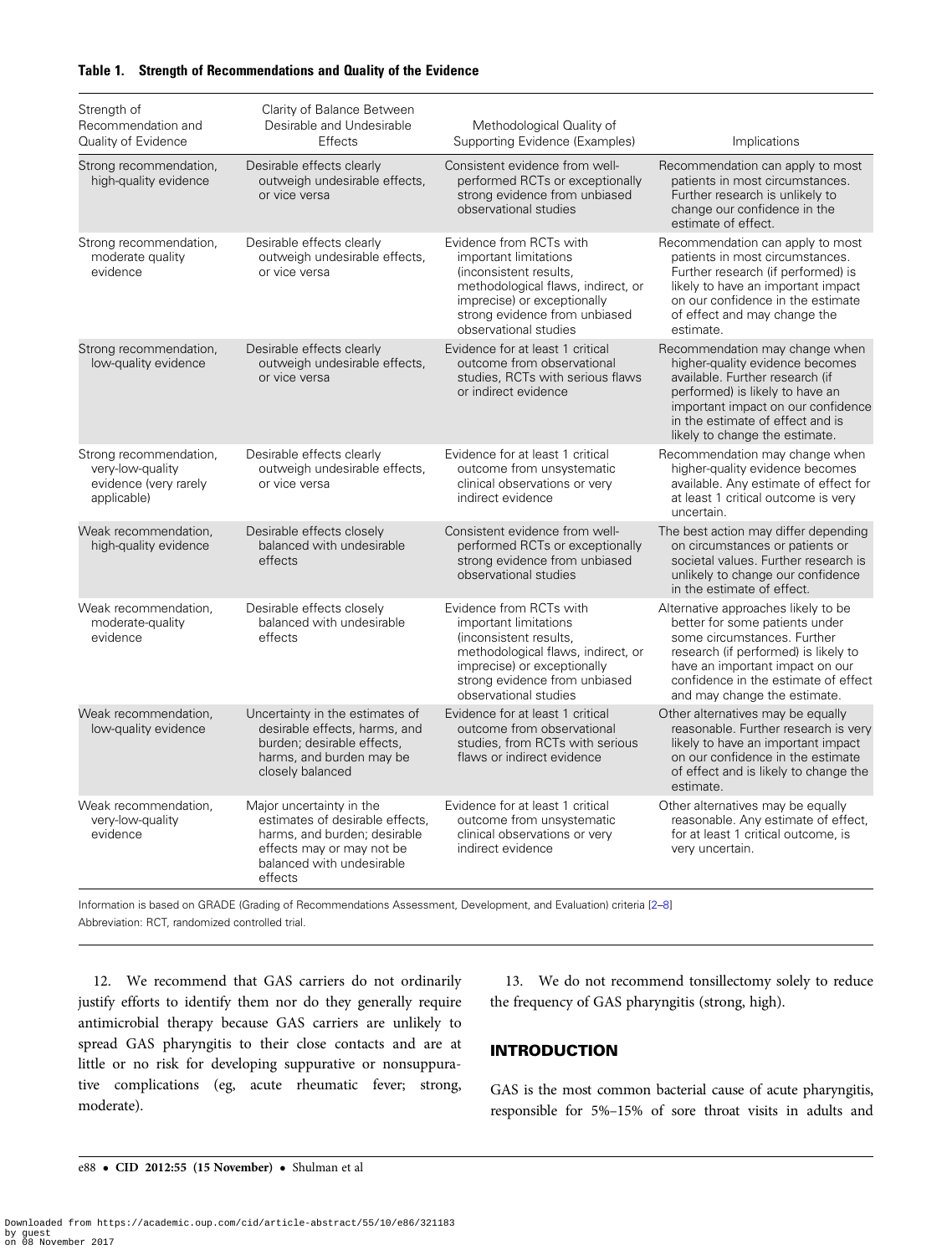**Table 1. Strength of Recommendations and Quality of the Evidence**

| Strength of Recommendation and Quality of Evidence | Clarity of Balance Between Desirable and Undesirable Effects | Methodological Quality of Supporting Evidence (Examples) | Implications |
|---|---|---|---|
| Strong recommendation, high-quality evidence | Desirable effects clearly outweigh undesirable effects, or vice versa | Consistent evidence from well-performed RCTs or exceptionally strong evidence from unbiased observational studies | Recommendation can apply to most patients in most circumstances. Further research is unlikely to change our confidence in the estimate of effect. |
| Strong recommendation, moderate quality evidence | Desirable effects clearly outweigh undesirable effects, or vice versa | Evidence from RCTs with important limitations (inconsistent results, methodological flaws, indirect, or imprecise) or exceptionally strong evidence from unbiased observational studies | Recommendation can apply to most patients in most circumstances. Further research (if performed) is likely to have an important impact on our confidence in the estimate of effect and may change the estimate. |
| Strong recommendation, low-quality evidence | Desirable effects clearly outweigh undesirable effects, or vice versa | Evidence for at least 1 critical outcome from observational studies, RCTs with serious flaws or indirect evidence | Recommendation may change when higher-quality evidence becomes available. Further research (if performed) is likely to have an important impact on our confidence in the estimate of effect and is likely to change the estimate. |
| Strong recommendation, very-low-quality evidence (very rarely applicable) | Desirable effects clearly outweigh undesirable effects, or vice versa | Evidence for at least 1 critical outcome from unsystematic clinical observations or very indirect evidence | Recommendation may change when higher-quality evidence becomes available. Any estimate of effect for at least 1 critical outcome is very uncertain. |
| Weak recommendation, high-quality evidence | Desirable effects closely balanced with undesirable effects | Consistent evidence from well-performed RCTs or exceptionally strong evidence from unbiased observational studies | The best action may differ depending on circumstances or patients or societal values. Further research is unlikely to change our confidence in the estimate of effect. |
| Weak recommendation, moderate-quality evidence | Desirable effects closely balanced with undesirable effects | Evidence from RCTs with important limitations (inconsistent results, methodological flaws, indirect, or imprecise) or exceptionally strong evidence from unbiased observational studies | Alternative approaches likely to be better for some patients under some circumstances. Further research (if performed) is likely to have an important impact on our confidence in the estimate of effect and may change the estimate. |
| Weak recommendation, low-quality evidence | Uncertainty in the estimates of desirable effects, harms, and burden; desirable effects, harms, and burden may be closely balanced | Evidence for at least 1 critical outcome from observational studies, from RCTs with serious flaws or indirect evidence | Other alternatives may be equally reasonable. Further research is very likely to have an important impact on our confidence in the estimate of effect and is likely to change the estimate. |
| Weak recommendation, very-low-quality evidence | Major uncertainty in the estimates of desirable effects, harms, and burden; desirable effects may or may not be balanced with undesirable effects | Evidence for at least 1 critical outcome from unsystematic clinical observations or very indirect evidence | Other alternatives may be equally reasonable. Any estimate of effect, for at least 1 critical outcome, is very uncertain. |

Information is based on GRADE (Grading of Recommendations Assessment, Development, and Evaluation) criteria [2–8]

Abbreviation: RCT, randomized controlled trial.

12. We recommend that GAS carriers do not ordinarily justify efforts to identify them nor do they generally require antimicrobial therapy because GAS carriers are unlikely to spread GAS pharyngitis to their close contacts and are at little or no risk for developing suppurative or nonsuppurative complications (eg, acute rheumatic fever; strong, moderate).

13. We do not recommend tonsillectomy solely to reduce the frequency of GAS pharyngitis (strong, high).

## INTRODUCTION

GAS is the most common bacterial cause of acute pharyngitis, responsible for 5%–15% of sore throat visits in adults and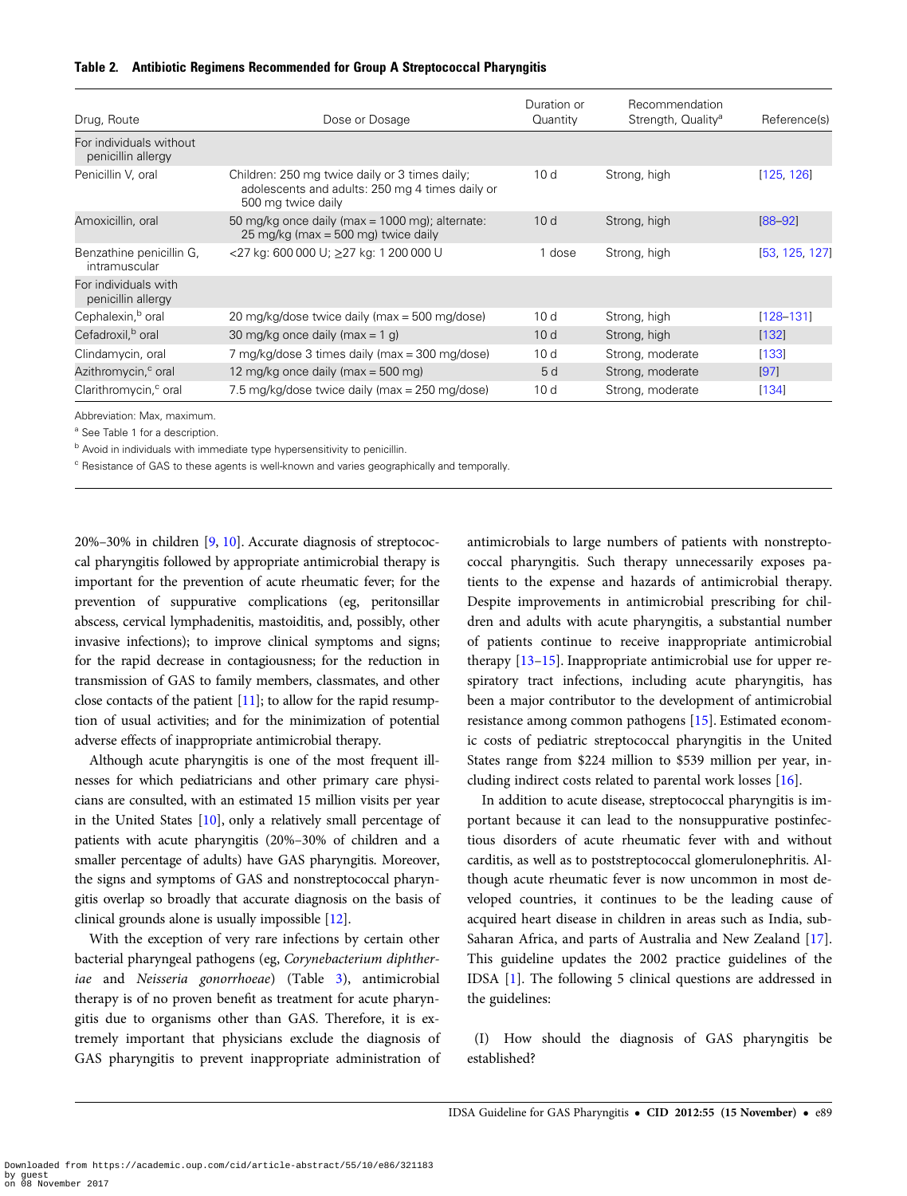**Table 2. Antibiotic Regimens Recommended for Group A Streptococcal Pharyngitis**

| Drug, Route | Dose or Dosage | Duration or Quantity | Recommendation Strength, Quality[a] | Reference(s) |
|---|---|---|---|---|
| For individuals without penicillin allergy | | | | |
| Penicillin V, oral | Children: 250 mg twice daily or 3 times daily; adolescents and adults: 250 mg 4 times daily or 500 mg twice daily | 10 d | Strong, high | [125, 126] |
| Amoxicillin, oral | 50 mg/kg once daily (max = 1000 mg); alternate: 25 mg/kg (max = 500 mg) twice daily | 10 d | Strong, high | [88–92] |
| Benzathine penicillin G, intramuscular | <27 kg: 600 000 U; ≥27 kg: 1 200 000 U | 1 dose | Strong, high | [53, 125, 127] |
| For individuals with penicillin allergy | | | | |
| Cephalexin,[b] oral | 20 mg/kg/dose twice daily (max = 500 mg/dose) | 10 d | Strong, high | [128–131] |
| Cefadroxil,[b] oral | 30 mg/kg once daily (max = 1 g) | 10 d | Strong, high | [132] |
| Clindamycin, oral | 7 mg/kg/dose 3 times daily (max = 300 mg/dose) | 10 d | Strong, moderate | [133] |
| Azithromycin,[c] oral | 12 mg/kg once daily (max = 500 mg) | 5 d | Strong, moderate | [97] |
| Clarithromycin,[c] oral | 7.5 mg/kg/dose twice daily (max = 250 mg/dose) | 10 d | Strong, moderate | [134] |

Abbreviation: Max, maximum.

[a] See Table 1 for a description.

[b] Avoid in individuals with immediate type hypersensitivity to penicillin.

[c] Resistance of GAS to these agents is well-known and varies geographically and temporally.

20%–30% in children [9, 10]. Accurate diagnosis of streptococcal pharyngitis followed by appropriate antimicrobial therapy is important for the prevention of acute rheumatic fever; for the prevention of suppurative complications (eg, peritonsillar abscess, cervical lymphadenitis, mastoiditis, and, possibly, other invasive infections); to improve clinical symptoms and signs; for the rapid decrease in contagiousness; for the reduction in transmission of GAS to family members, classmates, and other close contacts of the patient [11]; to allow for the rapid resumption of usual activities; and for the minimization of potential adverse effects of inappropriate antimicrobial therapy.

Although acute pharyngitis is one of the most frequent illnesses for which pediatricians and other primary care physicians are consulted, with an estimated 15 million visits per year in the United States [10], only a relatively small percentage of patients with acute pharyngitis (20%–30% of children and a smaller percentage of adults) have GAS pharyngitis. Moreover, the signs and symptoms of GAS and nonstreptococcal pharyngitis overlap so broadly that accurate diagnosis on the basis of clinical grounds alone is usually impossible [12].

With the exception of very rare infections by certain other bacterial pharyngeal pathogens (eg, *Corynebacterium diphtheriae* and *Neisseria gonorrhoeae*) (Table 3), antimicrobial therapy is of no proven benefit as treatment for acute pharyngitis due to organisms other than GAS. Therefore, it is extremely important that physicians exclude the diagnosis of GAS pharyngitis to prevent inappropriate administration of antimicrobials to large numbers of patients with nonstreptococcal pharyngitis. Such therapy unnecessarily exposes patients to the expense and hazards of antimicrobial therapy. Despite improvements in antimicrobial prescribing for children and adults with acute pharyngitis, a substantial number of patients continue to receive inappropriate antimicrobial therapy [13–15]. Inappropriate antimicrobial use for upper respiratory tract infections, including acute pharyngitis, has been a major contributor to the development of antimicrobial resistance among common pathogens [15]. Estimated economic costs of pediatric streptococcal pharyngitis in the United States range from $224 million to $539 million per year, including indirect costs related to parental work losses [16].

In addition to acute disease, streptococcal pharyngitis is important because it can lead to the nonsuppurative postinfectious disorders of acute rheumatic fever with and without carditis, as well as to poststreptococcal glomerulonephritis. Although acute rheumatic fever is now uncommon in most developed countries, it continues to be the leading cause of acquired heart disease in children in areas such as India, sub-Saharan Africa, and parts of Australia and New Zealand [17]. This guideline updates the 2002 practice guidelines of the IDSA [1]. The following 5 clinical questions are addressed in the guidelines:

(I) How should the diagnosis of GAS pharyngitis be established?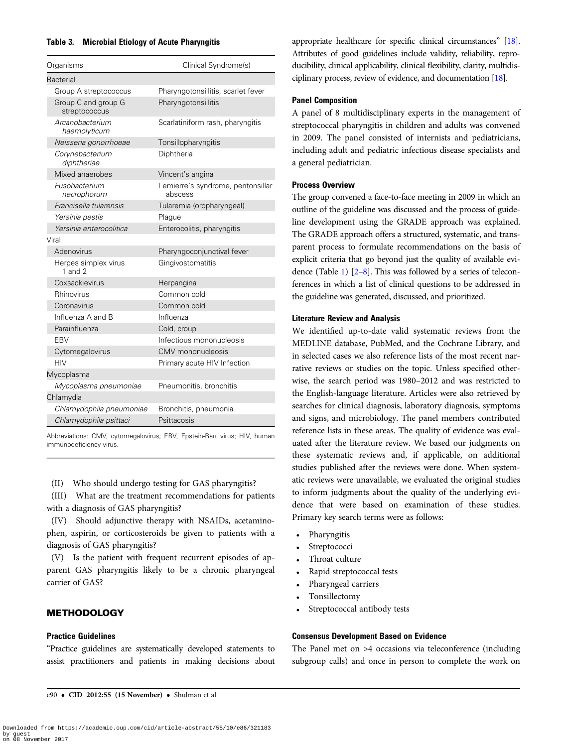**Table 3. Microbial Etiology of Acute Pharyngitis**

| Organisms | Clinical Syndrome(s) |
| --- | --- |
| Bacterial | |
| Group A streptococcus | Pharyngotonsillitis, scarlet fever |
| Group C and group G streptococcus | Pharyngotonsillitis |
| *Arcanobacterium haemolyticum* | Scarlatiniform rash, pharyngitis |
| *Neisseria gonorrhoeae* | Tonsillopharyngitis |
| *Corynebacterium diphtheriae* | Diphtheria |
| Mixed anaerobes | Vincent's angina |
| *Fusobacterium necrophorum* | Lemierre's syndrome, peritonsillar abscess |
| *Francisella tularensis* | Tularemia (oropharyngeal) |
| *Yersinia pestis* | Plague |
| *Yersinia enterocolitica* | Enterocolitis, pharyngitis |
| Viral | |
| Adenovirus | Pharyngoconjunctival fever |
| Herpes simplex virus 1 and 2 | Gingivostomatitis |
| Coxsackievirus | Herpangina |
| Rhinovirus | Common cold |
| Coronavirus | Common cold |
| Influenza A and B | Influenza |
| Parainfluenza | Cold, croup |
| EBV | Infectious mononucleosis |
| Cytomegalovirus | CMV mononucleosis |
| HIV | Primary acute HIV Infection |
| Mycoplasma | |
| *Mycoplasma pneumoniae* | Pneumonitis, bronchitis |
| Chlamydia | |
| *Chlamydophila pneumoniae* | Bronchitis, pneumonia |
| *Chlamydophila psittaci* | Psittacosis |

Abbreviations: CMV, cytomegalovirus; EBV, Epstein-Barr virus; HIV, human immunodeficiency virus.

(II) Who should undergo testing for GAS pharyngitis?

(III) What are the treatment recommendations for patients with a diagnosis of GAS pharyngitis?

(IV) Should adjunctive therapy with NSAIDs, acetaminophen, aspirin, or corticosteroids be given to patients with a diagnosis of GAS pharyngitis?

(V) Is the patient with frequent recurrent episodes of apparent GAS pharyngitis likely to be a chronic pharyngeal carrier of GAS?

## METHODOLOGY

### Practice Guidelines

"Practice guidelines are systematically developed statements to assist practitioners and patients in making decisions about appropriate healthcare for specific clinical circumstances" [18]. Attributes of good guidelines include validity, reliability, reproducibility, clinical applicability, clinical flexibility, clarity, multidisciplinary process, review of evidence, and documentation [18].

### Panel Composition

A panel of 8 multidisciplinary experts in the management of streptococcal pharyngitis in children and adults was convened in 2009. The panel consisted of internists and pediatricians, including adult and pediatric infectious disease specialists and a general pediatrician.

### Process Overview

The group convened a face-to-face meeting in 2009 in which an outline of the guideline was discussed and the process of guideline development using the GRADE approach was explained. The GRADE approach offers a structured, systematic, and transparent process to formulate recommendations on the basis of explicit criteria that go beyond just the quality of available evidence (Table 1) [2–8]. This was followed by a series of teleconferences in which a list of clinical questions to be addressed in the guideline was generated, discussed, and prioritized.

### Literature Review and Analysis

We identified up-to-date valid systematic reviews from the MEDLINE database, PubMed, and the Cochrane Library, and in selected cases we also reference lists of the most recent narrative reviews or studies on the topic. Unless specified otherwise, the search period was 1980–2012 and was restricted to the English-language literature. Articles were also retrieved by searches for clinical diagnosis, laboratory diagnosis, symptoms and signs, and microbiology. The panel members contributed reference lists in these areas. The quality of evidence was evaluated after the literature review. We based our judgments on these systematic reviews and, if applicable, on additional studies published after the reviews were done. When systematic reviews were unavailable, we evaluated the original studies to inform judgments about the quality of the underlying evidence that were based on examination of these studies. Primary key search terms were as follows:

- Pharyngitis
- Streptococci
- Throat culture
- Rapid streptococcal tests
- Pharyngeal carriers
- Tonsillectomy
- Streptococcal antibody tests

### Consensus Development Based on Evidence

The Panel met on >4 occasions via teleconference (including subgroup calls) and once in person to complete the work on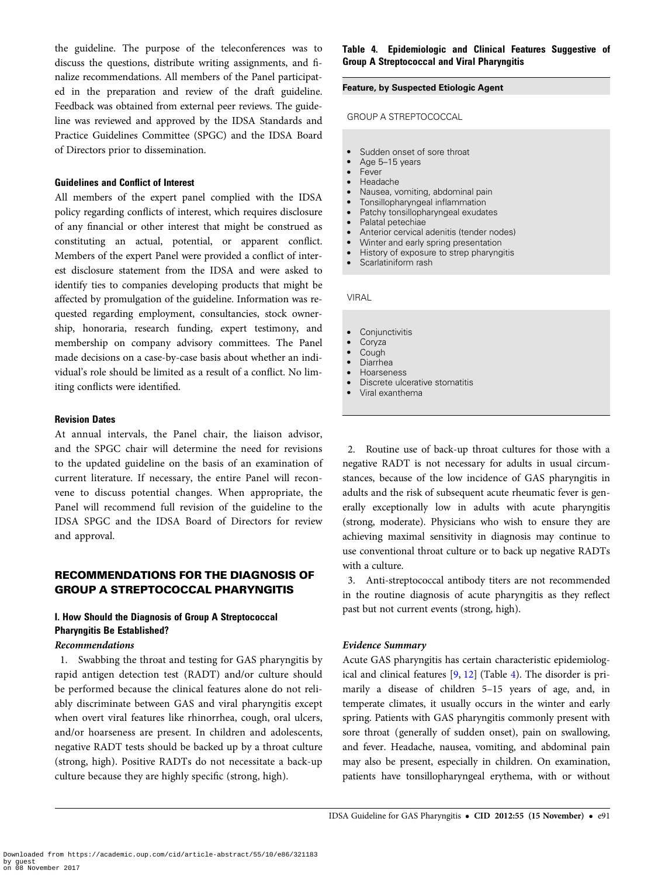the guideline. The purpose of the teleconferences was to discuss the questions, distribute writing assignments, and finalize recommendations. All members of the Panel participated in the preparation and review of the draft guideline. Feedback was obtained from external peer reviews. The guideline was reviewed and approved by the IDSA Standards and Practice Guidelines Committee (SPGC) and the IDSA Board of Directors prior to dissemination.

### Guidelines and Conflict of Interest

All members of the expert panel complied with the IDSA policy regarding conflicts of interest, which requires disclosure of any financial or other interest that might be construed as constituting an actual, potential, or apparent conflict. Members of the expert Panel were provided a conflict of interest disclosure statement from the IDSA and were asked to identify ties to companies developing products that might be affected by promulgation of the guideline. Information was requested regarding employment, consultancies, stock ownership, honoraria, research funding, expert testimony, and membership on company advisory committees. The Panel made decisions on a case-by-case basis about whether an individual's role should be limited as a result of a conflict. No limiting conflicts were identified.

### Revision Dates

At annual intervals, the Panel chair, the liaison advisor, and the SPGC chair will determine the need for revisions to the updated guideline on the basis of an examination of current literature. If necessary, the entire Panel will reconvene to discuss potential changes. When appropriate, the Panel will recommend full revision of the guideline to the IDSA SPGC and the IDSA Board of Directors for review and approval.

## RECOMMENDATIONS FOR THE DIAGNOSIS OF GROUP A STREPTOCOCCAL PHARYNGITIS

### I. How Should the Diagnosis of Group A Streptococcal Pharyngitis Be Established?

#### *Recommendations*

1. Swabbing the throat and testing for GAS pharyngitis by rapid antigen detection test (RADT) and/or culture should be performed because the clinical features alone do not reliably discriminate between GAS and viral pharyngitis except when overt viral features like rhinorrhea, cough, oral ulcers, and/or hoarseness are present. In children and adolescents, negative RADT tests should be backed up by a throat culture (strong, high). Positive RADTs do not necessitate a back-up culture because they are highly specific (strong, high).

**Table 4. Epidemiologic and Clinical Features Suggestive of Group A Streptococcal and Viral Pharyngitis**

| Feature, by Suspected Etiologic Agent |
| --- |
| GROUP A STREPTOCOCCAL |
| • Sudden onset of sore throat<br>• Age 5–15 years<br>• Fever<br>• Headache<br>• Nausea, vomiting, abdominal pain<br>• Tonsillopharyngeal inflammation<br>• Patchy tonsillopharyngeal exudates<br>• Palatal petechiae<br>• Anterior cervical adenitis (tender nodes)<br>• Winter and early spring presentation<br>• History of exposure to strep pharyngitis<br>• Scarlatiniform rash |
| VIRAL |
| • Conjunctivitis<br>• Coryza<br>• Cough<br>• Diarrhea<br>• Hoarseness<br>• Discrete ulcerative stomatitis<br>• Viral exanthema |

2. Routine use of back-up throat cultures for those with a negative RADT is not necessary for adults in usual circumstances, because of the low incidence of GAS pharyngitis in adults and the risk of subsequent acute rheumatic fever is generally exceptionally low in adults with acute pharyngitis (strong, moderate). Physicians who wish to ensure they are achieving maximal sensitivity in diagnosis may continue to use conventional throat culture or to back up negative RADTs with a culture.

3. Anti-streptococcal antibody titers are not recommended in the routine diagnosis of acute pharyngitis as they reflect past but not current events (strong, high).

#### *Evidence Summary*

Acute GAS pharyngitis has certain characteristic epidemiological and clinical features [9, 12] (Table 4). The disorder is primarily a disease of children 5–15 years of age, and, in temperate climates, it usually occurs in the winter and early spring. Patients with GAS pharyngitis commonly present with sore throat (generally of sudden onset), pain on swallowing, and fever. Headache, nausea, vomiting, and abdominal pain may also be present, especially in children. On examination, patients have tonsillopharyngeal erythema, with or without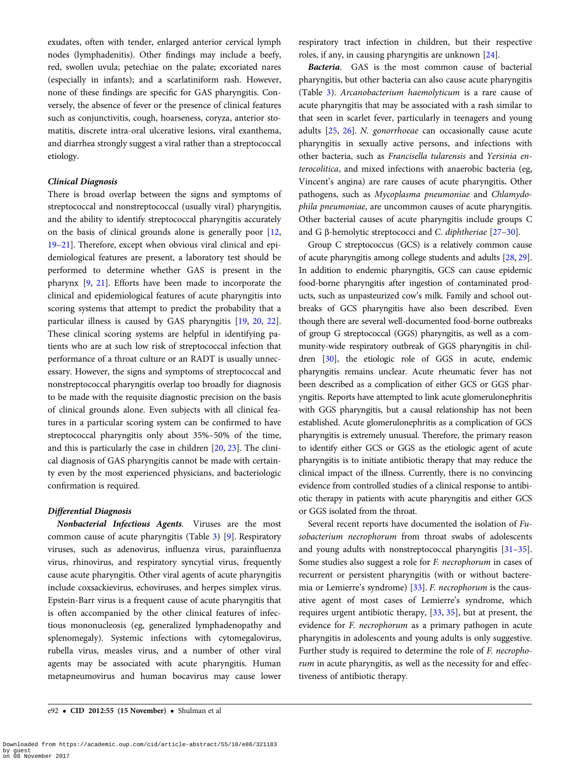exudates, often with tender, enlarged anterior cervical lymph nodes (lymphadenitis). Other findings may include a beefy, red, swollen uvula; petechiae on the palate; excoriated nares (especially in infants); and a scarlatiniform rash. However, none of these findings are specific for GAS pharyngitis. Conversely, the absence of fever or the presence of clinical features such as conjunctivitis, cough, hoarseness, coryza, anterior stomatitis, discrete intra-oral ulcerative lesions, viral exanthema, and diarrhea strongly suggest a viral rather than a streptococcal etiology.

### Clinical Diagnosis

There is broad overlap between the signs and symptoms of streptococcal and nonstreptococcal (usually viral) pharyngitis, and the ability to identify streptococcal pharyngitis accurately on the basis of clinical grounds alone is generally poor [12, 19–21]. Therefore, except when obvious viral clinical and epidemiological features are present, a laboratory test should be performed to determine whether GAS is present in the pharynx [9, 21]. Efforts have been made to incorporate the clinical and epidemiological features of acute pharyngitis into scoring systems that attempt to predict the probability that a particular illness is caused by GAS pharyngitis [19, 20, 22]. These clinical scoring systems are helpful in identifying patients who are at such low risk of streptococcal infection that performance of a throat culture or an RADT is usually unnecessary. However, the signs and symptoms of streptococcal and nonstreptococcal pharyngitis overlap too broadly for diagnosis to be made with the requisite diagnostic precision on the basis of clinical grounds alone. Even subjects with all clinical features in a particular scoring system can be confirmed to have streptococcal pharyngitis only about 35%–50% of the time, and this is particularly the case in children [20, 23]. The clinical diagnosis of GAS pharyngitis cannot be made with certainty even by the most experienced physicians, and bacteriologic confirmation is required.

### Differential Diagnosis

***Nonbacterial Infectious Agents*.** Viruses are the most common cause of acute pharyngitis (Table 3) [9]. Respiratory viruses, such as adenovirus, influenza virus, parainfluenza virus, rhinovirus, and respiratory syncytial virus, frequently cause acute pharyngitis. Other viral agents of acute pharyngitis include coxsackievirus, echoviruses, and herpes simplex virus. Epstein-Barr virus is a frequent cause of acute pharyngitis that is often accompanied by the other clinical features of infectious mononucleosis (eg, generalized lymphadenopathy and splenomegaly). Systemic infections with cytomegalovirus, rubella virus, measles virus, and a number of other viral agents may be associated with acute pharyngitis. Human metapneumovirus and human bocavirus may cause lower respiratory tract infection in children, but their respective roles, if any, in causing pharyngitis are unknown [24].

***Bacteria*.** GAS is the most common cause of bacterial pharyngitis, but other bacteria can also cause acute pharyngitis (Table 3). *Arcanobacterium haemolyticum* is a rare cause of acute pharyngitis that may be associated with a rash similar to that seen in scarlet fever, particularly in teenagers and young adults [25, 26]. *N. gonorrhoeae* can occasionally cause acute pharyngitis in sexually active persons, and infections with other bacteria, such as *Francisella tularensis* and *Yersinia enterocolitica*, and mixed infections with anaerobic bacteria (eg, Vincent's angina) are rare causes of acute pharyngitis**.** Other pathogens, such as *Mycoplasma pneumoniae* and *Chlamydophila pneumoniae*, are uncommon causes of acute pharyngitis. Other bacterial causes of acute pharyngitis include groups C and G β-hemolytic streptococci and *C. diphtheriae* [27–30].

Group C streptococcus (GCS) is a relatively common cause of acute pharyngitis among college students and adults [28, 29]. In addition to endemic pharyngitis, GCS can cause epidemic food-borne pharyngitis after ingestion of contaminated products, such as unpasteurized cow's milk. Family and school outbreaks of GCS pharyngitis have also been described. Even though there are several well-documented food-borne outbreaks of group G streptococcal (GGS) pharyngitis, as well as a community-wide respiratory outbreak of GGS pharyngitis in children [30], the etiologic role of GGS in acute, endemic pharyngitis remains unclear. Acute rheumatic fever has not been described as a complication of either GCS or GGS pharyngitis. Reports have attempted to link acute glomerulonephritis with GGS pharyngitis, but a causal relationship has not been established. Acute glomerulonephritis as a complication of GCS pharyngitis is extremely unusual. Therefore, the primary reason to identify either GCS or GGS as the etiologic agent of acute pharyngitis is to initiate antibiotic therapy that may reduce the clinical impact of the illness. Currently, there is no convincing evidence from controlled studies of a clinical response to antibiotic therapy in patients with acute pharyngitis and either GCS or GGS isolated from the throat.

Several recent reports have documented the isolation of *Fusobacterium necrophorum* from throat swabs of adolescents and young adults with nonstreptococcal pharyngitis [31–35]. Some studies also suggest a role for *F. necrophorum* in cases of recurrent or persistent pharyngitis (with or without bacteremia or Lemierre's syndrome) [33]. *F. necrophorum* is the causative agent of most cases of Lemierre's syndrome, which requires urgent antibiotic therapy, [33, 35], but at present, the evidence for *F. necrophorum* as a primary pathogen in acute pharyngitis in adolescents and young adults is only suggestive. Further study is required to determine the role of *F. necrophorum* in acute pharyngitis, as well as the necessity for and effectiveness of antibiotic therapy.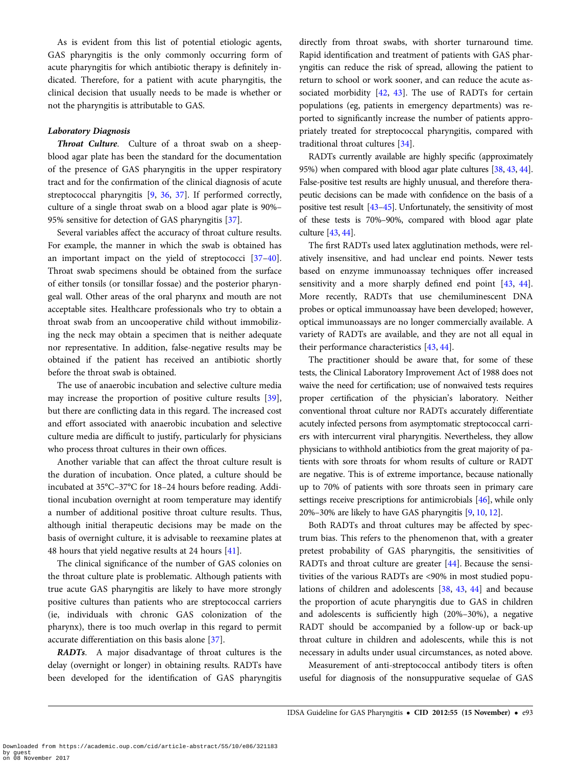As is evident from this list of potential etiologic agents, GAS pharyngitis is the only commonly occurring form of acute pharyngitis for which antibiotic therapy is definitely indicated. Therefore, for a patient with acute pharyngitis, the clinical decision that usually needs to be made is whether or not the pharyngitis is attributable to GAS.

### Laboratory Diagnosis

***Throat Culture.*** Culture of a throat swab on a sheep-blood agar plate has been the standard for the documentation of the presence of GAS pharyngitis in the upper respiratory tract and for the confirmation of the clinical diagnosis of acute streptococcal pharyngitis [9, 36, 37]. If performed correctly, culture of a single throat swab on a blood agar plate is 90%–95% sensitive for detection of GAS pharyngitis [37].

Several variables affect the accuracy of throat culture results. For example, the manner in which the swab is obtained has an important impact on the yield of streptococci [37–40]. Throat swab specimens should be obtained from the surface of either tonsils (or tonsillar fossae) and the posterior pharyngeal wall. Other areas of the oral pharynx and mouth are not acceptable sites. Healthcare professionals who try to obtain a throat swab from an uncooperative child without immobilizing the neck may obtain a specimen that is neither adequate nor representative. In addition, false-negative results may be obtained if the patient has received an antibiotic shortly before the throat swab is obtained.

The use of anaerobic incubation and selective culture media may increase the proportion of positive culture results [39], but there are conflicting data in this regard. The increased cost and effort associated with anaerobic incubation and selective culture media are difficult to justify, particularly for physicians who process throat cultures in their own offices.

Another variable that can affect the throat culture result is the duration of incubation. Once plated, a culture should be incubated at 35°C–37°C for 18–24 hours before reading. Additional incubation overnight at room temperature may identify a number of additional positive throat culture results. Thus, although initial therapeutic decisions may be made on the basis of overnight culture, it is advisable to reexamine plates at 48 hours that yield negative results at 24 hours [41].

The clinical significance of the number of GAS colonies on the throat culture plate is problematic. Although patients with true acute GAS pharyngitis are likely to have more strongly positive cultures than patients who are streptococcal carriers (ie, individuals with chronic GAS colonization of the pharynx), there is too much overlap in this regard to permit accurate differentiation on this basis alone [37].

***RADTs.*** A major disadvantage of throat cultures is the delay (overnight or longer) in obtaining results. RADTs have been developed for the identification of GAS pharyngitis directly from throat swabs, with shorter turnaround time. Rapid identification and treatment of patients with GAS pharyngitis can reduce the risk of spread, allowing the patient to return to school or work sooner, and can reduce the acute associated morbidity [42, 43]. The use of RADTs for certain populations (eg, patients in emergency departments) was reported to significantly increase the number of patients appropriately treated for streptococcal pharyngitis, compared with traditional throat cultures [34].

RADTs currently available are highly specific (approximately 95%) when compared with blood agar plate cultures [38, 43, 44]. False-positive test results are highly unusual, and therefore therapeutic decisions can be made with confidence on the basis of a positive test result [43–45]. Unfortunately, the sensitivity of most of these tests is 70%–90%, compared with blood agar plate culture [43, 44].

The first RADTs used latex agglutination methods, were relatively insensitive, and had unclear end points. Newer tests based on enzyme immunoassay techniques offer increased sensitivity and a more sharply defined end point [43, 44]. More recently, RADTs that use chemiluminescent DNA probes or optical immunoassay have been developed; however, optical immunoassays are no longer commercially available. A variety of RADTs are available, and they are not all equal in their performance characteristics [43, 44].

The practitioner should be aware that, for some of these tests, the Clinical Laboratory Improvement Act of 1988 does not waive the need for certification; use of nonwaived tests requires proper certification of the physician's laboratory. Neither conventional throat culture nor RADTs accurately differentiate acutely infected persons from asymptomatic streptococcal carriers with intercurrent viral pharyngitis. Nevertheless, they allow physicians to withhold antibiotics from the great majority of patients with sore throats for whom results of culture or RADT are negative. This is of extreme importance, because nationally up to 70% of patients with sore throats seen in primary care settings receive prescriptions for antimicrobials [46], while only 20%–30% are likely to have GAS pharyngitis [9, 10, 12].

Both RADTs and throat cultures may be affected by spectrum bias. This refers to the phenomenon that, with a greater pretest probability of GAS pharyngitis, the sensitivities of RADTs and throat culture are greater [44]. Because the sensitivities of the various RADTs are <90% in most studied populations of children and adolescents [38, 43, 44] and because the proportion of acute pharyngitis due to GAS in children and adolescents is sufficiently high (20%–30%), a negative RADT should be accompanied by a follow-up or back-up throat culture in children and adolescents, while this is not necessary in adults under usual circumstances, as noted above.

Measurement of anti-streptococcal antibody titers is often useful for diagnosis of the nonsuppurative sequelae of GAS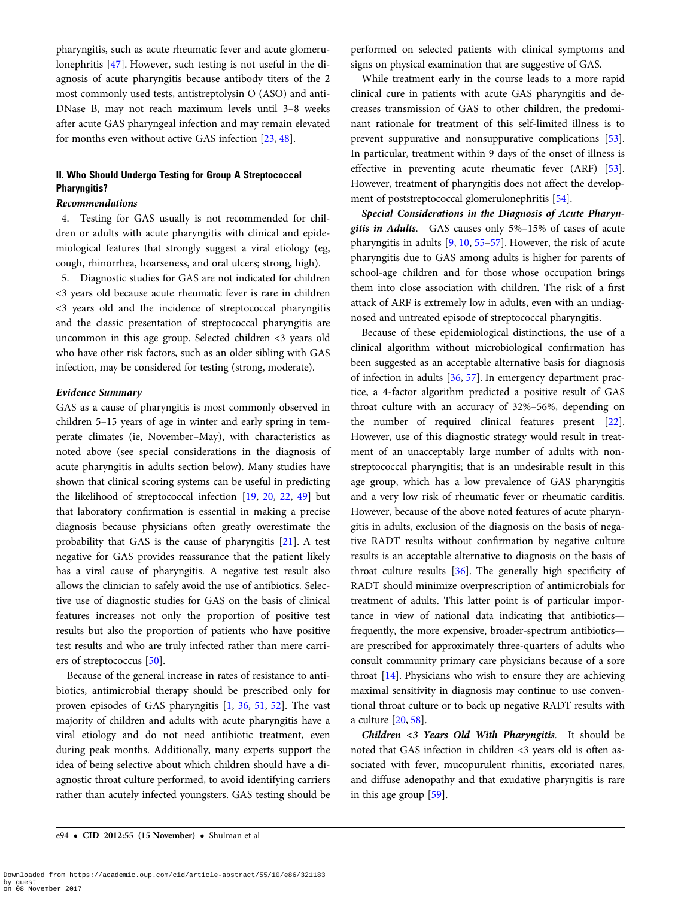pharyngitis, such as acute rheumatic fever and acute glomerulonephritis [47]. However, such testing is not useful in the diagnosis of acute pharyngitis because antibody titers of the 2 most commonly used tests, antistreptolysin O (ASO) and anti-DNase B, may not reach maximum levels until 3–8 weeks after acute GAS pharyngeal infection and may remain elevated for months even without active GAS infection [23, 48].

### II. Who Should Undergo Testing for Group A Streptococcal Pharyngitis?

#### *Recommendations*

4. Testing for GAS usually is not recommended for children or adults with acute pharyngitis with clinical and epidemiological features that strongly suggest a viral etiology (eg, cough, rhinorrhea, hoarseness, and oral ulcers; strong, high).

5. Diagnostic studies for GAS are not indicated for children <3 years old because acute rheumatic fever is rare in children <3 years old and the incidence of streptococcal pharyngitis and the classic presentation of streptococcal pharyngitis are uncommon in this age group. Selected children <3 years old who have other risk factors, such as an older sibling with GAS infection, may be considered for testing (strong, moderate).

#### *Evidence Summary*

GAS as a cause of pharyngitis is most commonly observed in children 5–15 years of age in winter and early spring in temperate climates (ie, November–May), with characteristics as noted above (see special considerations in the diagnosis of acute pharyngitis in adults section below). Many studies have shown that clinical scoring systems can be useful in predicting the likelihood of streptococcal infection [19, 20, 22, 49] but that laboratory confirmation is essential in making a precise diagnosis because physicians often greatly overestimate the probability that GAS is the cause of pharyngitis [21]. A test negative for GAS provides reassurance that the patient likely has a viral cause of pharyngitis. A negative test result also allows the clinician to safely avoid the use of antibiotics. Selective use of diagnostic studies for GAS on the basis of clinical features increases not only the proportion of positive test results but also the proportion of patients who have positive test results and who are truly infected rather than mere carriers of streptococcus [50].

Because of the general increase in rates of resistance to antibiotics, antimicrobial therapy should be prescribed only for proven episodes of GAS pharyngitis [1, 36, 51, 52]. The vast majority of children and adults with acute pharyngitis have a viral etiology and do not need antibiotic treatment, even during peak months. Additionally, many experts support the idea of being selective about which children should have a diagnostic throat culture performed, to avoid identifying carriers rather than acutely infected youngsters. GAS testing should be performed on selected patients with clinical symptoms and signs on physical examination that are suggestive of GAS.

While treatment early in the course leads to a more rapid clinical cure in patients with acute GAS pharyngitis and decreases transmission of GAS to other children, the predominant rationale for treatment of this self-limited illness is to prevent suppurative and nonsuppurative complications [53]. In particular, treatment within 9 days of the onset of illness is effective in preventing acute rheumatic fever (ARF) [53]. However, treatment of pharyngitis does not affect the development of poststreptococcal glomerulonephritis [54].

***Special Considerations in the Diagnosis of Acute Pharyngitis in Adults.*** GAS causes only 5%–15% of cases of acute pharyngitis in adults [9, 10, 55–57]. However, the risk of acute pharyngitis due to GAS among adults is higher for parents of school-age children and for those whose occupation brings them into close association with children. The risk of a first attack of ARF is extremely low in adults, even with an undiagnosed and untreated episode of streptococcal pharyngitis.

Because of these epidemiological distinctions, the use of a clinical algorithm without microbiological confirmation has been suggested as an acceptable alternative basis for diagnosis of infection in adults [36, 57]. In emergency department practice, a 4-factor algorithm predicted a positive result of GAS throat culture with an accuracy of 32%–56%, depending on the number of required clinical features present [22]. However, use of this diagnostic strategy would result in treatment of an unacceptably large number of adults with nonstreptococcal pharyngitis; that is an undesirable result in this age group, which has a low prevalence of GAS pharyngitis and a very low risk of rheumatic fever or rheumatic carditis. However, because of the above noted features of acute pharyngitis in adults, exclusion of the diagnosis on the basis of negative RADT results without confirmation by negative culture results is an acceptable alternative to diagnosis on the basis of throat culture results [36]. The generally high specificity of RADT should minimize overprescription of antimicrobials for treatment of adults. This latter point is of particular importance in view of national data indicating that antibiotics—frequently, the more expensive, broader-spectrum antibiotics—are prescribed for approximately three-quarters of adults who consult community primary care physicians because of a sore throat [14]. Physicians who wish to ensure they are achieving maximal sensitivity in diagnosis may continue to use conventional throat culture or to back up negative RADT results with a culture [20, 58].

***Children <3 Years Old With Pharyngitis.*** It should be noted that GAS infection in children <3 years old is often associated with fever, mucopurulent rhinitis, excoriated nares, and diffuse adenopathy and that exudative pharyngitis is rare in this age group [59].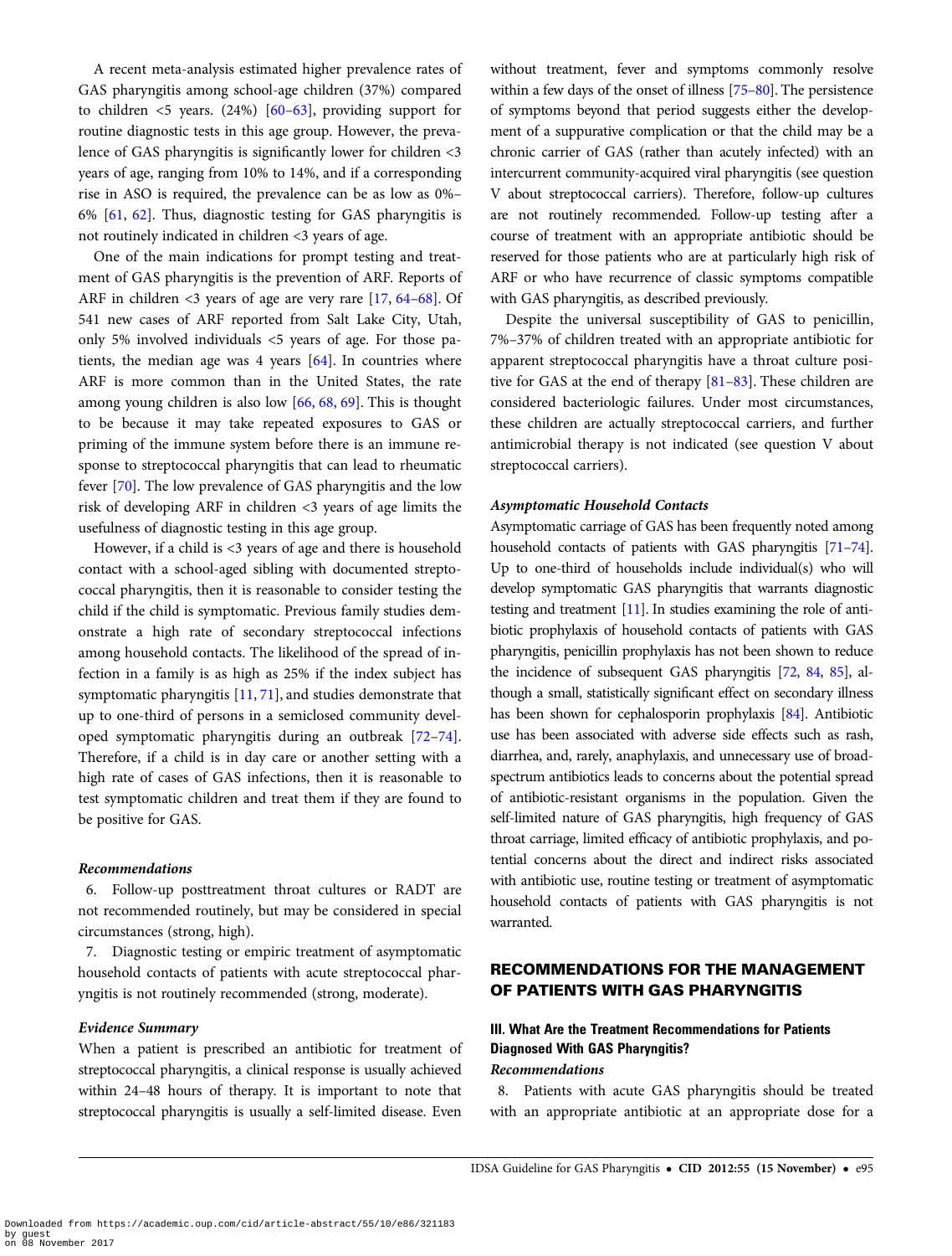A recent meta-analysis estimated higher prevalence rates of GAS pharyngitis among school-age children (37%) compared to children <5 years. (24%) [60–63], providing support for routine diagnostic tests in this age group. However, the prevalence of GAS pharyngitis is significantly lower for children <3 years of age, ranging from 10% to 14%, and if a corresponding rise in ASO is required, the prevalence can be as low as 0%–6% [61, 62]. Thus, diagnostic testing for GAS pharyngitis is not routinely indicated in children <3 years of age.

One of the main indications for prompt testing and treatment of GAS pharyngitis is the prevention of ARF. Reports of ARF in children <3 years of age are very rare [17, 64–68]. Of 541 new cases of ARF reported from Salt Lake City, Utah, only 5% involved individuals <5 years of age. For those patients, the median age was 4 years [64]. In countries where ARF is more common than in the United States, the rate among young children is also low [66, 68, 69]. This is thought to be because it may take repeated exposures to GAS or priming of the immune system before there is an immune response to streptococcal pharyngitis that can lead to rheumatic fever [70]. The low prevalence of GAS pharyngitis and the low risk of developing ARF in children <3 years of age limits the usefulness of diagnostic testing in this age group.

However, if a child is <3 years of age and there is household contact with a school-aged sibling with documented streptococcal pharyngitis, then it is reasonable to consider testing the child if the child is symptomatic. Previous family studies demonstrate a high rate of secondary streptococcal infections among household contacts. The likelihood of the spread of infection in a family is as high as 25% if the index subject has symptomatic pharyngitis [11, 71], and studies demonstrate that up to one-third of persons in a semiclosed community developed symptomatic pharyngitis during an outbreak [72–74]. Therefore, if a child is in day care or another setting with a high rate of cases of GAS infections, then it is reasonable to test symptomatic children and treat them if they are found to be positive for GAS.

### *Recommendations*

6. Follow-up posttreatment throat cultures or RADT are not recommended routinely, but may be considered in special circumstances (strong, high).
7. Diagnostic testing or empiric treatment of asymptomatic household contacts of patients with acute streptococcal pharyngitis is not routinely recommended (strong, moderate).

### *Evidence Summary*

When a patient is prescribed an antibiotic for treatment of streptococcal pharyngitis, a clinical response is usually achieved within 24–48 hours of therapy. It is important to note that streptococcal pharyngitis is usually a self-limited disease. Even without treatment, fever and symptoms commonly resolve within a few days of the onset of illness [75–80]. The persistence of symptoms beyond that period suggests either the development of a suppurative complication or that the child may be a chronic carrier of GAS (rather than acutely infected) with an intercurrent community-acquired viral pharyngitis (see question V about streptococcal carriers). Therefore, follow-up cultures are not routinely recommended. Follow-up testing after a course of treatment with an appropriate antibiotic should be reserved for those patients who are at particularly high risk of ARF or who have recurrence of classic symptoms compatible with GAS pharyngitis, as described previously.

Despite the universal susceptibility of GAS to penicillin, 7%–37% of children treated with an appropriate antibiotic for apparent streptococcal pharyngitis have a throat culture positive for GAS at the end of therapy [81–83]. These children are considered bacteriologic failures. Under most circumstances, these children are actually streptococcal carriers, and further antimicrobial therapy is not indicated (see question V about streptococcal carriers).

### *Asymptomatic Household Contacts*

Asymptomatic carriage of GAS has been frequently noted among household contacts of patients with GAS pharyngitis [71–74]. Up to one-third of households include individual(s) who will develop symptomatic GAS pharyngitis that warrants diagnostic testing and treatment [11]. In studies examining the role of antibiotic prophylaxis of household contacts of patients with GAS pharyngitis, penicillin prophylaxis has not been shown to reduce the incidence of subsequent GAS pharyngitis [72, 84, 85], although a small, statistically significant effect on secondary illness has been shown for cephalosporin prophylaxis [84]. Antibiotic use has been associated with adverse side effects such as rash, diarrhea, and, rarely, anaphylaxis, and unnecessary use of broad-spectrum antibiotics leads to concerns about the potential spread of antibiotic-resistant organisms in the population. Given the self-limited nature of GAS pharyngitis, high frequency of GAS throat carriage, limited efficacy of antibiotic prophylaxis, and potential concerns about the direct and indirect risks associated with antibiotic use, routine testing or treatment of asymptomatic household contacts of patients with GAS pharyngitis is not warranted.

## RECOMMENDATIONS FOR THE MANAGEMENT OF PATIENTS WITH GAS PHARYNGITIS

### III. What Are the Treatment Recommendations for Patients Diagnosed With GAS Pharyngitis?

### *Recommendations*

8. Patients with acute GAS pharyngitis should be treated with an appropriate antibiotic at an appropriate dose for a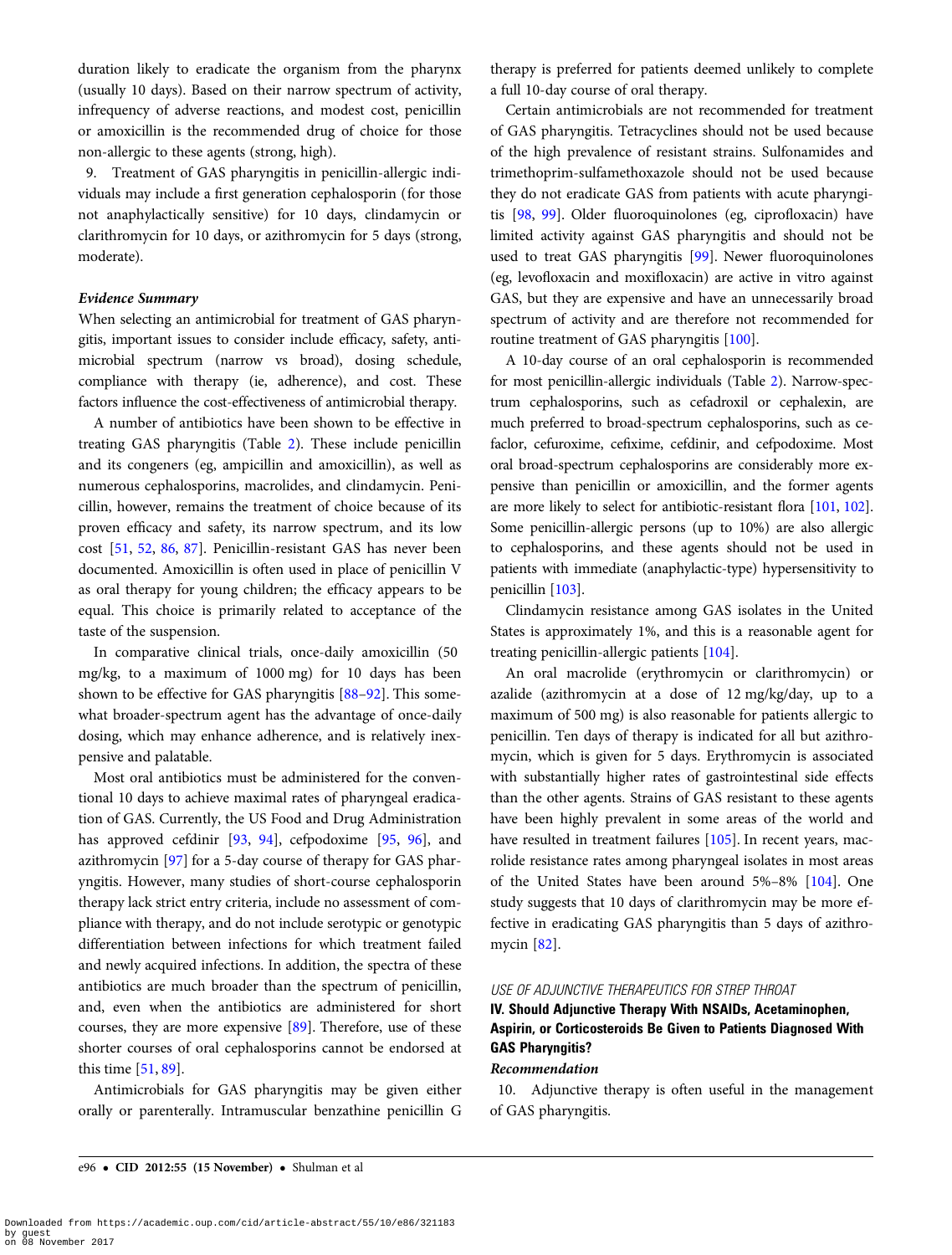duration likely to eradicate the organism from the pharynx (usually 10 days). Based on their narrow spectrum of activity, infrequency of adverse reactions, and modest cost, penicillin or amoxicillin is the recommended drug of choice for those non-allergic to these agents (strong, high).

9. Treatment of GAS pharyngitis in penicillin-allergic individuals may include a first generation cephalosporin (for those not anaphylactically sensitive) for 10 days, clindamycin or clarithromycin for 10 days, or azithromycin for 5 days (strong, moderate).

***Evidence Summary***

When selecting an antimicrobial for treatment of GAS pharyngitis, important issues to consider include efficacy, safety, antimicrobial spectrum (narrow vs broad), dosing schedule, compliance with therapy (ie, adherence), and cost. These factors influence the cost-effectiveness of antimicrobial therapy.

A number of antibiotics have been shown to be effective in treating GAS pharyngitis (Table 2). These include penicillin and its congeners (eg, ampicillin and amoxicillin), as well as numerous cephalosporins, macrolides, and clindamycin. Penicillin, however, remains the treatment of choice because of its proven efficacy and safety, its narrow spectrum, and its low cost [51, 52, 86, 87]. Penicillin-resistant GAS has never been documented. Amoxicillin is often used in place of penicillin V as oral therapy for young children; the efficacy appears to be equal. This choice is primarily related to acceptance of the taste of the suspension.

In comparative clinical trials, once-daily amoxicillin (50 mg/kg, to a maximum of 1000 mg) for 10 days has been shown to be effective for GAS pharyngitis [88–92]. This somewhat broader-spectrum agent has the advantage of once-daily dosing, which may enhance adherence, and is relatively inexpensive and palatable.

Most oral antibiotics must be administered for the conventional 10 days to achieve maximal rates of pharyngeal eradication of GAS. Currently, the US Food and Drug Administration has approved cefdinir [93, 94], cefpodoxime [95, 96], and azithromycin [97] for a 5-day course of therapy for GAS pharyngitis. However, many studies of short-course cephalosporin therapy lack strict entry criteria, include no assessment of compliance with therapy, and do not include serotypic or genotypic differentiation between infections for which treatment failed and newly acquired infections. In addition, the spectra of these antibiotics are much broader than the spectrum of penicillin, and, even when the antibiotics are administered for short courses, they are more expensive [89]. Therefore, use of these shorter courses of oral cephalosporins cannot be endorsed at this time [51, 89].

Antimicrobials for GAS pharyngitis may be given either orally or parenterally. Intramuscular benzathine penicillin G therapy is preferred for patients deemed unlikely to complete a full 10-day course of oral therapy.

Certain antimicrobials are not recommended for treatment of GAS pharyngitis. Tetracyclines should not be used because of the high prevalence of resistant strains. Sulfonamides and trimethoprim-sulfamethoxazole should not be used because they do not eradicate GAS from patients with acute pharyngitis [98, 99]. Older fluoroquinolones (eg, ciprofloxacin) have limited activity against GAS pharyngitis and should not be used to treat GAS pharyngitis [99]. Newer fluoroquinolones (eg, levofloxacin and moxifloxacin) are active in vitro against GAS, but they are expensive and have an unnecessarily broad spectrum of activity and are therefore not recommended for routine treatment of GAS pharyngitis [100].

A 10-day course of an oral cephalosporin is recommended for most penicillin-allergic individuals (Table 2). Narrow-spectrum cephalosporins, such as cefadroxil or cephalexin, are much preferred to broad-spectrum cephalosporins, such as cefaclor, cefuroxime, cefixime, cefdinir, and cefpodoxime. Most oral broad-spectrum cephalosporins are considerably more expensive than penicillin or amoxicillin, and the former agents are more likely to select for antibiotic-resistant flora [101, 102]. Some penicillin-allergic persons (up to 10%) are also allergic to cephalosporins, and these agents should not be used in patients with immediate (anaphylactic-type) hypersensitivity to penicillin [103].

Clindamycin resistance among GAS isolates in the United States is approximately 1%, and this is a reasonable agent for treating penicillin-allergic patients [104].

An oral macrolide (erythromycin or clarithromycin) or azalide (azithromycin at a dose of 12 mg/kg/day, up to a maximum of 500 mg) is also reasonable for patients allergic to penicillin. Ten days of therapy is indicated for all but azithromycin, which is given for 5 days. Erythromycin is associated with substantially higher rates of gastrointestinal side effects than the other agents. Strains of GAS resistant to these agents have been highly prevalent in some areas of the world and have resulted in treatment failures [105]. In recent years, macrolide resistance rates among pharyngeal isolates in most areas of the United States have been around 5%–8% [104]. One study suggests that 10 days of clarithromycin may be more effective in eradicating GAS pharyngitis than 5 days of azithromycin [82].

*USE OF ADJUNCTIVE THERAPEUTICS FOR STREP THROAT*

### IV. Should Adjunctive Therapy With NSAIDs, Acetaminophen, Aspirin, or Corticosteroids Be Given to Patients Diagnosed With GAS Pharyngitis?

***Recommendation***

10. Adjunctive therapy is often useful in the management of GAS pharyngitis.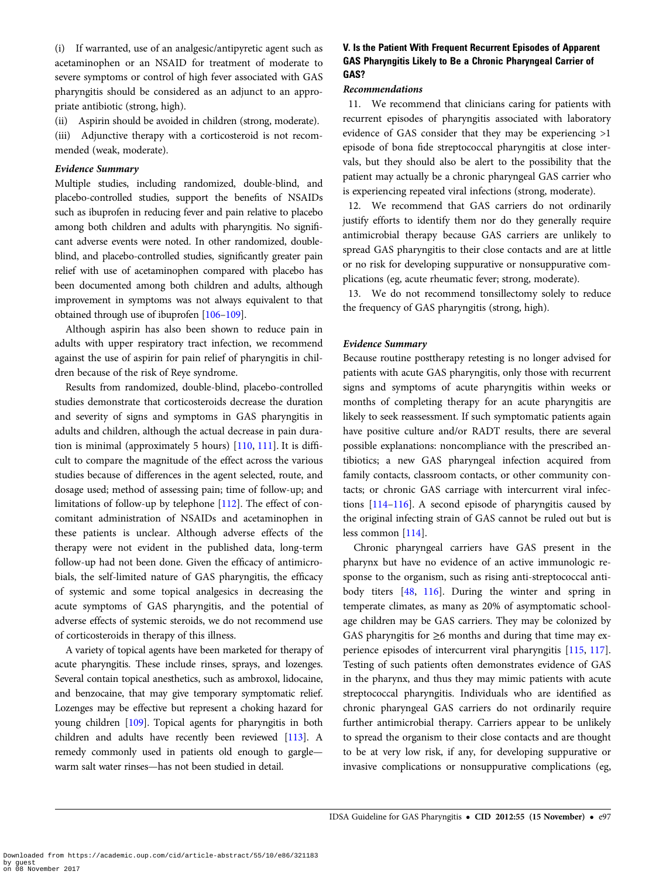(i) If warranted, use of an analgesic/antipyretic agent such as acetaminophen or an NSAID for treatment of moderate to severe symptoms or control of high fever associated with GAS pharyngitis should be considered as an adjunct to an appropriate antibiotic (strong, high).

(ii) Aspirin should be avoided in children (strong, moderate).

(iii) Adjunctive therapy with a corticosteroid is not recommended (weak, moderate).

#### Evidence Summary

Multiple studies, including randomized, double-blind, and placebo-controlled studies, support the benefits of NSAIDs such as ibuprofen in reducing fever and pain relative to placebo among both children and adults with pharyngitis. No significant adverse events were noted. In other randomized, double-blind, and placebo-controlled studies, significantly greater pain relief with use of acetaminophen compared with placebo has been documented among both children and adults, although improvement in symptoms was not always equivalent to that obtained through use of ibuprofen [106–109].

Although aspirin has also been shown to reduce pain in adults with upper respiratory tract infection, we recommend against the use of aspirin for pain relief of pharyngitis in children because of the risk of Reye syndrome.

Results from randomized, double-blind, placebo-controlled studies demonstrate that corticosteroids decrease the duration and severity of signs and symptoms in GAS pharyngitis in adults and children, although the actual decrease in pain duration is minimal (approximately 5 hours) [110, 111]. It is difficult to compare the magnitude of the effect across the various studies because of differences in the agent selected, route, and dosage used; method of assessing pain; time of follow-up; and limitations of follow-up by telephone [112]. The effect of concomitant administration of NSAIDs and acetaminophen in these patients is unclear. Although adverse effects of the therapy were not evident in the published data, long-term follow-up had not been done. Given the efficacy of antimicrobials, the self-limited nature of GAS pharyngitis, the efficacy of systemic and some topical analgesics in decreasing the acute symptoms of GAS pharyngitis, and the potential of adverse effects of systemic steroids, we do not recommend use of corticosteroids in therapy of this illness.

A variety of topical agents have been marketed for therapy of acute pharyngitis. These include rinses, sprays, and lozenges. Several contain topical anesthetics, such as ambroxol, lidocaine, and benzocaine, that may give temporary symptomatic relief. Lozenges may be effective but represent a choking hazard for young children [109]. Topical agents for pharyngitis in both children and adults have recently been reviewed [113]. A remedy commonly used in patients old enough to gargle—warm salt water rinses—has not been studied in detail.

### V. Is the Patient With Frequent Recurrent Episodes of Apparent GAS Pharyngitis Likely to Be a Chronic Pharyngeal Carrier of GAS?

#### Recommendations

11. We recommend that clinicians caring for patients with recurrent episodes of pharyngitis associated with laboratory evidence of GAS consider that they may be experiencing >1 episode of bona fide streptococcal pharyngitis at close intervals, but they should also be alert to the possibility that the patient may actually be a chronic pharyngeal GAS carrier who is experiencing repeated viral infections (strong, moderate).

12. We recommend that GAS carriers do not ordinarily justify efforts to identify them nor do they generally require antimicrobial therapy because GAS carriers are unlikely to spread GAS pharyngitis to their close contacts and are at little or no risk for developing suppurative or nonsuppurative complications (eg, acute rheumatic fever; strong, moderate).

13. We do not recommend tonsillectomy solely to reduce the frequency of GAS pharyngitis (strong, high).

#### Evidence Summary

Because routine posttherapy retesting is no longer advised for patients with acute GAS pharyngitis, only those with recurrent signs and symptoms of acute pharyngitis within weeks or months of completing therapy for an acute pharyngitis are likely to seek reassessment. If such symptomatic patients again have positive culture and/or RADT results, there are several possible explanations: noncompliance with the prescribed antibiotics; a new GAS pharyngeal infection acquired from family contacts, classroom contacts, or other community contacts; or chronic GAS carriage with intercurrent viral infections [114–116]. A second episode of pharyngitis caused by the original infecting strain of GAS cannot be ruled out but is less common [114].

Chronic pharyngeal carriers have GAS present in the pharynx but have no evidence of an active immunologic response to the organism, such as rising anti-streptococcal antibody titers [48, 116]. During the winter and spring in temperate climates, as many as 20% of asymptomatic school-age children may be GAS carriers. They may be colonized by GAS pharyngitis for ≥6 months and during that time may experience episodes of intercurrent viral pharyngitis [115, 117]. Testing of such patients often demonstrates evidence of GAS in the pharynx, and thus they may mimic patients with acute streptococcal pharyngitis. Individuals who are identified as chronic pharyngeal GAS carriers do not ordinarily require further antimicrobial therapy. Carriers appear to be unlikely to spread the organism to their close contacts and are thought to be at very low risk, if any, for developing suppurative or invasive complications or nonsuppurative complications (eg,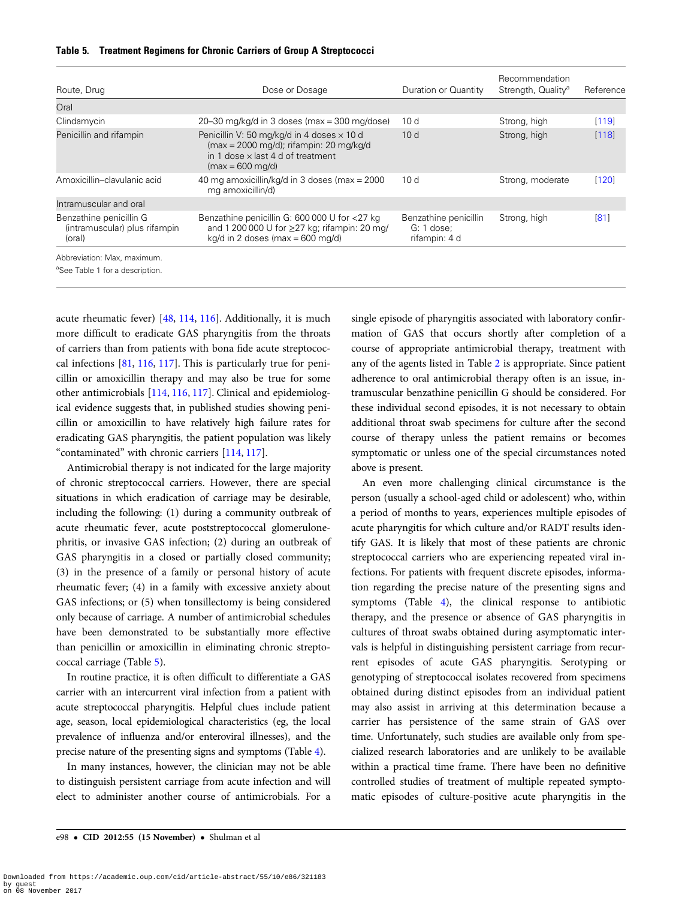**Table 5. Treatment Regimens for Chronic Carriers of Group A Streptococci**

| Route, Drug | Dose or Dosage | Duration or Quantity | Recommendation Strength, Quality[a] | Reference |
|---|---|---|---|---|
| Oral | | | | |
| Clindamycin | 20–30 mg/kg/d in 3 doses (max = 300 mg/dose) | 10 d | Strong, high | [119] |
| Penicillin and rifampin | Penicillin V: 50 mg/kg/d in 4 doses × 10 d (max = 2000 mg/d); rifampin: 20 mg/kg/d in 1 dose × last 4 d of treatment (max = 600 mg/d) | 10 d | Strong, high | [118] |
| Amoxicillin–clavulanic acid | 40 mg amoxicillin/kg/d in 3 doses (max = 2000 mg amoxicillin/d) | 10 d | Strong, moderate | [120] |
| Intramuscular and oral | | | | |
| Benzathine penicillin G (intramuscular) plus rifampin (oral) | Benzathine penicillin G: 600 000 U for <27 kg and 1 200 000 U for ≥27 kg; rifampin: 20 mg/kg/d in 2 doses (max = 600 mg/d) | Benzathine penicillin G: 1 dose; rifampin: 4 d | Strong, high | [81] |

Abbreviation: Max, maximum.

[a]See Table 1 for a description.

acute rheumatic fever) [48, 114, 116]. Additionally, it is much more difficult to eradicate GAS pharyngitis from the throats of carriers than from patients with bona fide acute streptococcal infections [81, 116, 117]. This is particularly true for penicillin or amoxicillin therapy and may also be true for some other antimicrobials [114, 116, 117]. Clinical and epidemiological evidence suggests that, in published studies showing penicillin or amoxicillin to have relatively high failure rates for eradicating GAS pharyngitis, the patient population was likely "contaminated" with chronic carriers [114, 117].

Antimicrobial therapy is not indicated for the large majority of chronic streptococcal carriers. However, there are special situations in which eradication of carriage may be desirable, including the following: (1) during a community outbreak of acute rheumatic fever, acute poststreptococcal glomerulonephritis, or invasive GAS infection; (2) during an outbreak of GAS pharyngitis in a closed or partially closed community; (3) in the presence of a family or personal history of acute rheumatic fever; (4) in a family with excessive anxiety about GAS infections; or (5) when tonsillectomy is being considered only because of carriage. A number of antimicrobial schedules have been demonstrated to be substantially more effective than penicillin or amoxicillin in eliminating chronic streptococcal carriage (Table 5).

In routine practice, it is often difficult to differentiate a GAS carrier with an intercurrent viral infection from a patient with acute streptococcal pharyngitis. Helpful clues include patient age, season, local epidemiological characteristics (eg, the local prevalence of influenza and/or enteroviral illnesses), and the precise nature of the presenting signs and symptoms (Table 4).

In many instances, however, the clinician may not be able to distinguish persistent carriage from acute infection and will elect to administer another course of antimicrobials. For a single episode of pharyngitis associated with laboratory confirmation of GAS that occurs shortly after completion of a course of appropriate antimicrobial therapy, treatment with any of the agents listed in Table 2 is appropriate. Since patient adherence to oral antimicrobial therapy often is an issue, intramuscular benzathine penicillin G should be considered. For these individual second episodes, it is not necessary to obtain additional throat swab specimens for culture after the second course of therapy unless the patient remains or becomes symptomatic or unless one of the special circumstances noted above is present.

An even more challenging clinical circumstance is the person (usually a school-aged child or adolescent) who, within a period of months to years, experiences multiple episodes of acute pharyngitis for which culture and/or RADT results identify GAS. It is likely that most of these patients are chronic streptococcal carriers who are experiencing repeated viral infections. For patients with frequent discrete episodes, information regarding the precise nature of the presenting signs and symptoms (Table 4), the clinical response to antibiotic therapy, and the presence or absence of GAS pharyngitis in cultures of throat swabs obtained during asymptomatic intervals is helpful in distinguishing persistent carriage from recurrent episodes of acute GAS pharyngitis. Serotyping or genotyping of streptococcal isolates recovered from specimens obtained during distinct episodes from an individual patient may also assist in arriving at this determination because a carrier has persistence of the same strain of GAS over time. Unfortunately, such studies are available only from specialized research laboratories and are unlikely to be available within a practical time frame. There have been no definitive controlled studies of treatment of multiple repeated symptomatic episodes of culture-positive acute pharyngitis in the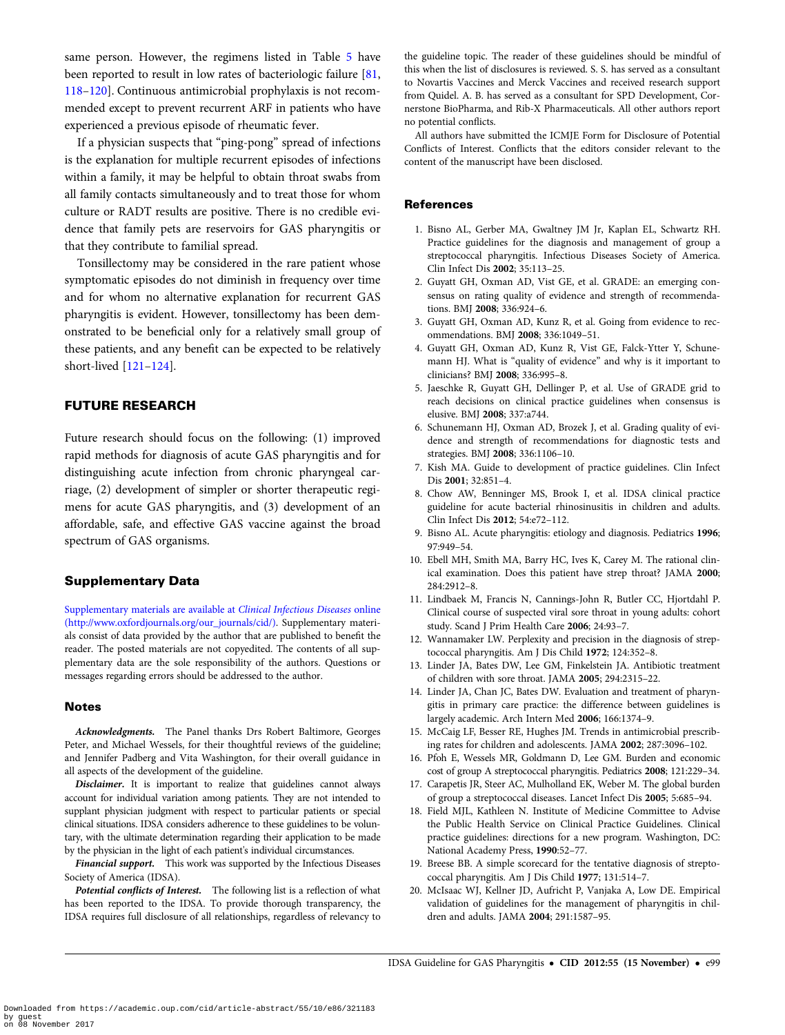same person. However, the regimens listed in Table 5 have been reported to result in low rates of bacteriologic failure [81, 118–120]. Continuous antimicrobial prophylaxis is not recommended except to prevent recurrent ARF in patients who have experienced a previous episode of rheumatic fever.

If a physician suspects that "ping-pong" spread of infections is the explanation for multiple recurrent episodes of infections within a family, it may be helpful to obtain throat swabs from all family contacts simultaneously and to treat those for whom culture or RADT results are positive. There is no credible evidence that family pets are reservoirs for GAS pharyngitis or that they contribute to familial spread.

Tonsillectomy may be considered in the rare patient whose symptomatic episodes do not diminish in frequency over time and for whom no alternative explanation for recurrent GAS pharyngitis is evident. However, tonsillectomy has been demonstrated to be beneficial only for a relatively small group of these patients, and any benefit can be expected to be relatively short-lived [121–124].

## FUTURE RESEARCH

Future research should focus on the following: (1) improved rapid methods for diagnosis of acute GAS pharyngitis and for distinguishing acute infection from chronic pharyngeal carriage, (2) development of simpler or shorter therapeutic regimens for acute GAS pharyngitis, and (3) development of an affordable, safe, and effective GAS vaccine against the broad spectrum of GAS organisms.

## Supplementary Data

Supplementary materials are available at *Clinical Infectious Diseases* online (http://www.oxfordjournals.org/our_journals/cid/). Supplementary materials consist of data provided by the author that are published to benefit the reader. The posted materials are not copyedited. The contents of all supplementary data are the sole responsibility of the authors. Questions or messages regarding errors should be addressed to the author.

## Notes

***Acknowledgments.*** The Panel thanks Drs Robert Baltimore, Georges Peter, and Michael Wessels, for their thoughtful reviews of the guideline; and Jennifer Padberg and Vita Washington, for their overall guidance in all aspects of the development of the guideline.

***Disclaimer.*** It is important to realize that guidelines cannot always account for individual variation among patients. They are not intended to supplant physician judgment with respect to particular patients or special clinical situations. IDSA considers adherence to these guidelines to be voluntary, with the ultimate determination regarding their application to be made by the physician in the light of each patient's individual circumstances.

***Financial support.*** This work was supported by the Infectious Diseases Society of America (IDSA).

***Potential conflicts of Interest.*** The following list is a reflection of what has been reported to the IDSA. To provide thorough transparency, the IDSA requires full disclosure of all relationships, regardless of relevancy to the guideline topic. The reader of these guidelines should be mindful of this when the list of disclosures is reviewed. S. S. has served as a consultant to Novartis Vaccines and Merck Vaccines and received research support from Quidel. A. B. has served as a consultant for SPD Development, Cornerstone BioPharma, and Rib-X Pharmaceuticals. All other authors report no potential conflicts.

All authors have submitted the ICMJE Form for Disclosure of Potential Conflicts of Interest. Conflicts that the editors consider relevant to the content of the manuscript have been disclosed.

## References

1. Bisno AL, Gerber MA, Gwaltney JM Jr, Kaplan EL, Schwartz RH. Practice guidelines for the diagnosis and management of group a streptococcal pharyngitis. Infectious Diseases Society of America. Clin Infect Dis **2002**; 35:113–25.
2. Guyatt GH, Oxman AD, Vist GE, et al. GRADE: an emerging consensus on rating quality of evidence and strength of recommendations. BMJ **2008**; 336:924–6.
3. Guyatt GH, Oxman AD, Kunz R, et al. Going from evidence to recommendations. BMJ **2008**; 336:1049–51.
4. Guyatt GH, Oxman AD, Kunz R, Vist GE, Falck-Ytter Y, Schunemann HJ. What is "quality of evidence" and why is it important to clinicians? BMJ **2008**; 336:995–8.
5. Jaeschke R, Guyatt GH, Dellinger P, et al. Use of GRADE grid to reach decisions on clinical practice guidelines when consensus is elusive. BMJ **2008**; 337:a744.
6. Schunemann HJ, Oxman AD, Brozek J, et al. Grading quality of evidence and strength of recommendations for diagnostic tests and strategies. BMJ **2008**; 336:1106–10.
7. Kish MA. Guide to development of practice guidelines. Clin Infect Dis **2001**; 32:851–4.
8. Chow AW, Benninger MS, Brook I, et al. IDSA clinical practice guideline for acute bacterial rhinosinusitis in children and adults. Clin Infect Dis **2012**; 54:e72–112.
9. Bisno AL. Acute pharyngitis: etiology and diagnosis. Pediatrics **1996**; 97:949–54.
10. Ebell MH, Smith MA, Barry HC, Ives K, Carey M. The rational clinical examination. Does this patient have strep throat? JAMA **2000**; 284:2912–8.
11. Lindbaek M, Francis N, Cannings-John R, Butler CC, Hjortdahl P. Clinical course of suspected viral sore throat in young adults: cohort study. Scand J Prim Health Care **2006**; 24:93–7.
12. Wannamaker LW. Perplexity and precision in the diagnosis of streptococcal pharyngitis. Am J Dis Child **1972**; 124:352–8.
13. Linder JA, Bates DW, Lee GM, Finkelstein JA. Antibiotic treatment of children with sore throat. JAMA **2005**; 294:2315–22.
14. Linder JA, Chan JC, Bates DW. Evaluation and treatment of pharyngitis in primary care practice: the difference between guidelines is largely academic. Arch Intern Med **2006**; 166:1374–9.
15. McCaig LF, Besser RE, Hughes JM. Trends in antimicrobial prescribing rates for children and adolescents. JAMA **2002**; 287:3096–102.
16. Pfoh E, Wessels MR, Goldmann D, Lee GM. Burden and economic cost of group A streptococcal pharyngitis. Pediatrics **2008**; 121:229–34.
17. Carapetis JR, Steer AC, Mulholland EK, Weber M. The global burden of group a streptococcal diseases. Lancet Infect Dis **2005**; 5:685–94.
18. Field MJL, Kathleen N. Institute of Medicine Committee to Advise the Public Health Service on Clinical Practice Guidelines. Clinical practice guidelines: directions for a new program. Washington, DC: National Academy Press, **1990**:52–77.
19. Breese BB. A simple scorecard for the tentative diagnosis of streptococcal pharyngitis. Am J Dis Child **1977**; 131:514–7.
20. McIsaac WJ, Kellner JD, Aufricht P, Vanjaka A, Low DE. Empirical validation of guidelines for the management of pharyngitis in children and adults. JAMA **2004**; 291:1587–95.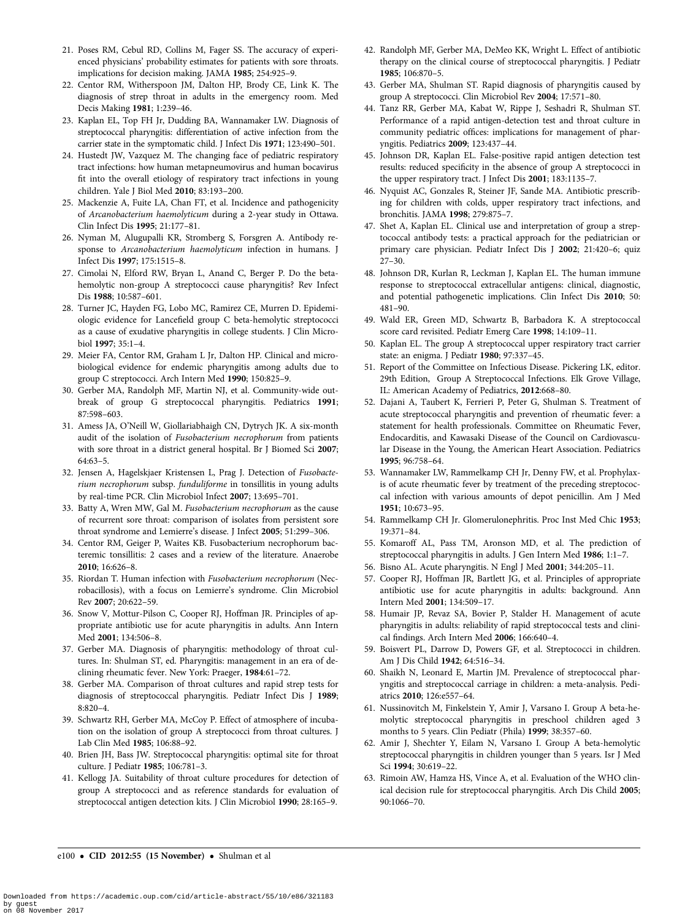21. Poses RM, Cebul RD, Collins M, Fager SS. The accuracy of experienced physicians' probability estimates for patients with sore throats. implications for decision making. JAMA **1985**; 254:925–9.
22. Centor RM, Witherspoon JM, Dalton HP, Brody CE, Link K. The diagnosis of strep throat in adults in the emergency room. Med Decis Making **1981**; 1:239–46.
23. Kaplan EL, Top FH Jr, Dudding BA, Wannamaker LW. Diagnosis of streptococcal pharyngitis: differentiation of active infection from the carrier state in the symptomatic child. J Infect Dis **1971**; 123:490–501.
24. Hustedt JW, Vazquez M. The changing face of pediatric respiratory tract infections: how human metapneumovirus and human bocavirus fit into the overall etiology of respiratory tract infections in young children. Yale J Biol Med **2010**; 83:193–200.
25. Mackenzie A, Fuite LA, Chan FT, et al. Incidence and pathogenicity of *Arcanobacterium haemolyticum* during a 2-year study in Ottawa. Clin Infect Dis **1995**; 21:177–81.
26. Nyman M, Alugupalli KR, Stromberg S, Forsgren A. Antibody response to *Arcanobacterium haemolyticum* infection in humans. J Infect Dis **1997**; 175:1515–8.
27. Cimolai N, Elford RW, Bryan L, Anand C, Berger P. Do the beta-hemolytic non-group A streptococci cause pharyngitis? Rev Infect Dis **1988**; 10:587–601.
28. Turner JC, Hayden FG, Lobo MC, Ramirez CE, Murren D. Epidemiologic evidence for Lancefield group C beta-hemolytic streptococci as a cause of exudative pharyngitis in college students. J Clin Microbiol **1997**; 35:1–4.
29. Meier FA, Centor RM, Graham L Jr, Dalton HP. Clinical and microbiological evidence for endemic pharyngitis among adults due to group C streptococci. Arch Intern Med **1990**; 150:825–9.
30. Gerber MA, Randolph MF, Martin NJ, et al. Community-wide outbreak of group G streptococcal pharyngitis. Pediatrics **1991**; 87:598–603.
31. Amess JA, O'Neill W, Giollariabhaigh CN, Dytrych JK. A six-month audit of the isolation of *Fusobacterium necrophorum* from patients with sore throat in a district general hospital. Br J Biomed Sci **2007**; 64:63–5.
32. Jensen A, Hagelskjaer Kristensen L, Prag J. Detection of *Fusobacterium necrophorum* subsp. *funduliforme* in tonsillitis in young adults by real-time PCR. Clin Microbiol Infect **2007**; 13:695–701.
33. Batty A, Wren MW, Gal M. *Fusobacterium necrophorum* as the cause of recurrent sore throat: comparison of isolates from persistent sore throat syndrome and Lemierre's disease. J Infect **2005**; 51:299–306.
34. Centor RM, Geiger P, Waites KB. Fusobacterium necrophorum bacteremic tonsillitis: 2 cases and a review of the literature. Anaerobe **2010**; 16:626–8.
35. Riordan T. Human infection with *Fusobacterium necrophorum* (Necrobacillosis), with a focus on Lemierre's syndrome. Clin Microbiol Rev **2007**; 20:622–59.
36. Snow V, Mottur-Pilson C, Cooper RJ, Hoffman JR. Principles of appropriate antibiotic use for acute pharyngitis in adults. Ann Intern Med **2001**; 134:506–8.
37. Gerber MA. Diagnosis of pharyngitis: methodology of throat cultures. In: Shulman ST, ed. Pharyngitis: management in an era of declining rheumatic fever. New York: Praeger, **1984**:61–72.
38. Gerber MA. Comparison of throat cultures and rapid strep tests for diagnosis of streptococcal pharyngitis. Pediatr Infect Dis J **1989**; 8:820–4.
39. Schwartz RH, Gerber MA, McCoy P. Effect of atmosphere of incubation on the isolation of group A streptococci from throat cultures. J Lab Clin Med **1985**; 106:88–92.
40. Brien JH, Bass JW. Streptococcal pharyngitis: optimal site for throat culture. J Pediatr **1985**; 106:781–3.
41. Kellogg JA. Suitability of throat culture procedures for detection of group A streptococci and as reference standards for evaluation of streptococcal antigen detection kits. J Clin Microbiol **1990**; 28:165–9.
42. Randolph MF, Gerber MA, DeMeo KK, Wright L. Effect of antibiotic therapy on the clinical course of streptococcal pharyngitis. J Pediatr **1985**; 106:870–5.
43. Gerber MA, Shulman ST. Rapid diagnosis of pharyngitis caused by group A streptococci. Clin Microbiol Rev **2004**; 17:571–80.
44. Tanz RR, Gerber MA, Kabat W, Rippe J, Seshadri R, Shulman ST. Performance of a rapid antigen-detection test and throat culture in community pediatric offices: implications for management of pharyngitis. Pediatrics **2009**; 123:437–44.
45. Johnson DR, Kaplan EL. False-positive rapid antigen detection test results: reduced specificity in the absence of group A streptococci in the upper respiratory tract. J Infect Dis **2001**; 183:1135–7.
46. Nyquist AC, Gonzales R, Steiner JF, Sande MA. Antibiotic prescribing for children with colds, upper respiratory tract infections, and bronchitis. JAMA **1998**; 279:875–7.
47. Shet A, Kaplan EL. Clinical use and interpretation of group a streptococcal antibody tests: a practical approach for the pediatrician or primary care physician. Pediatr Infect Dis J **2002**; 21:420–6; quiz 27–30.
48. Johnson DR, Kurlan R, Leckman J, Kaplan EL. The human immune response to streptococcal extracellular antigens: clinical, diagnostic, and potential pathogenetic implications. Clin Infect Dis **2010**; 50: 481–90.
49. Wald ER, Green MD, Schwartz B, Barbadora K. A streptococcal score card revisited. Pediatr Emerg Care **1998**; 14:109–11.
50. Kaplan EL. The group A streptococcal upper respiratory tract carrier state: an enigma. J Pediatr **1980**; 97:337–45.
51. Report of the Committee on Infectious Disease. Pickering LK, editor. 29th Edition, Group A Streptococcal Infections. Elk Grove Village, IL: American Academy of Pediatrics, **2012**:668–80.
52. Dajani A, Taubert K, Ferrieri P, Peter G, Shulman S. Treatment of acute streptococcal pharyngitis and prevention of rheumatic fever: a statement for health professionals. Committee on Rheumatic Fever, Endocarditis, and Kawasaki Disease of the Council on Cardiovascular Disease in the Young, the American Heart Association. Pediatrics **1995**; 96:758–64.
53. Wannamaker LW, Rammelkamp CH Jr, Denny FW, et al. Prophylaxis of acute rheumatic fever by treatment of the preceding streptococcal infection with various amounts of depot penicillin. Am J Med **1951**; 10:673–95.
54. Rammelkamp CH Jr. Glomerulonephritis. Proc Inst Med Chic **1953**; 19:371–84.
55. Komaroff AL, Pass TM, Aronson MD, et al. The prediction of streptococcal pharyngitis in adults. J Gen Intern Med **1986**; 1:1–7.
56. Bisno AL. Acute pharyngitis. N Engl J Med **2001**; 344:205–11.
57. Cooper RJ, Hoffman JR, Bartlett JG, et al. Principles of appropriate antibiotic use for acute pharyngitis in adults: background. Ann Intern Med **2001**; 134:509–17.
58. Humair JP, Revaz SA, Bovier P, Stalder H. Management of acute pharyngitis in adults: reliability of rapid streptococcal tests and clinical findings. Arch Intern Med **2006**; 166:640–4.
59. Boisvert PL, Darrow D, Powers GF, et al. Streptococci in children. Am J Dis Child **1942**; 64:516–34.
60. Shaikh N, Leonard E, Martin JM. Prevalence of streptococcal pharyngitis and streptococcal carriage in children: a meta-analysis. Pediatrics **2010**; 126:e557–64.
61. Nussinovitch M, Finkelstein Y, Amir J, Varsano I. Group A beta-hemolytic streptococcal pharyngitis in preschool children aged 3 months to 5 years. Clin Pediatr (Phila) **1999**; 38:357–60.
62. Amir J, Shechter Y, Eilam N, Varsano I. Group A beta-hemolytic streptococcal pharyngitis in children younger than 5 years. Isr J Med Sci **1994**; 30:619–22.
63. Rimoin AW, Hamza HS, Vince A, et al. Evaluation of the WHO clinical decision rule for streptococcal pharyngitis. Arch Dis Child **2005**; 90:1066–70.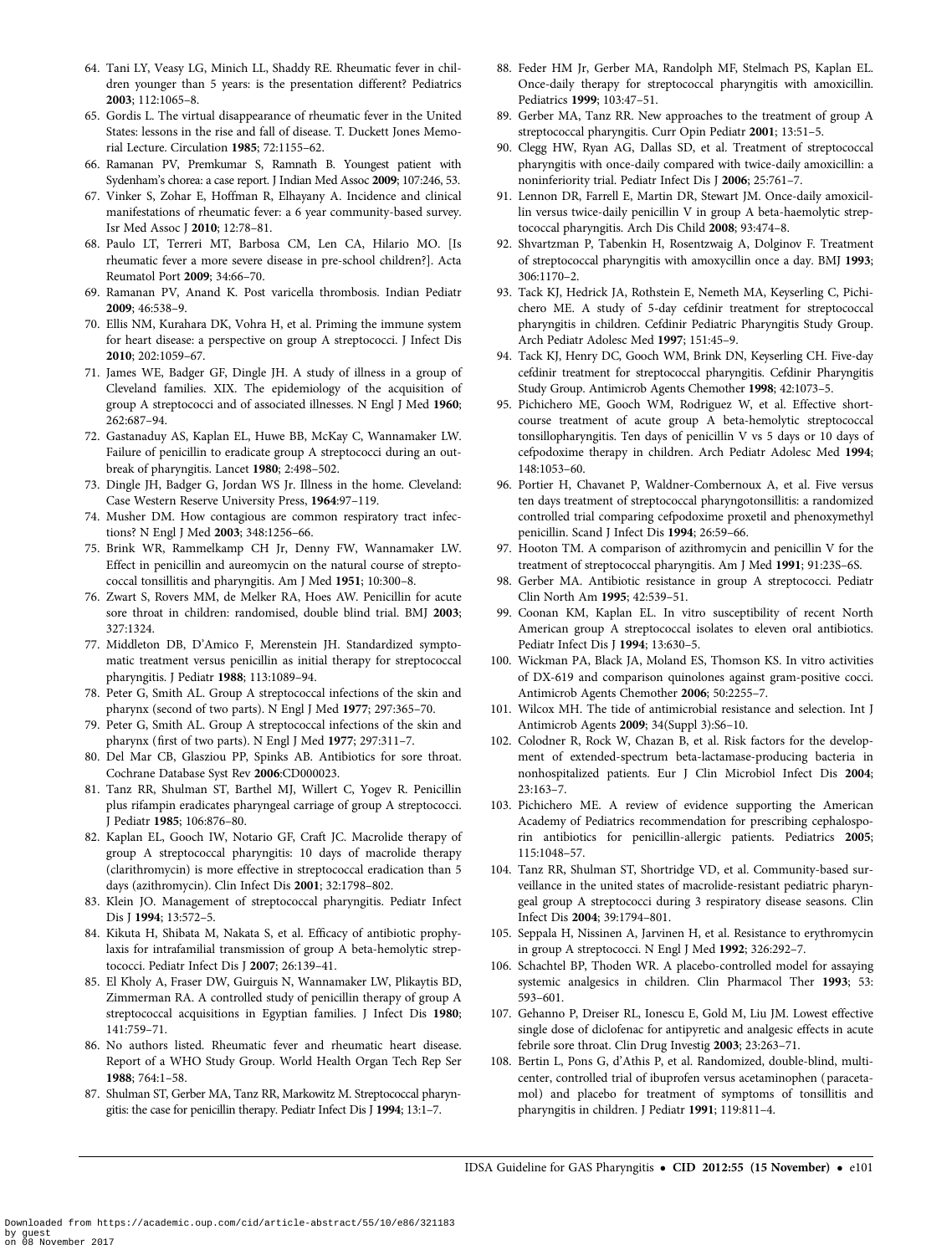64. Tani LY, Veasy LG, Minich LL, Shaddy RE. Rheumatic fever in children younger than 5 years: is the presentation different? Pediatrics **2003**; 112:1065–8.
65. Gordis L. The virtual disappearance of rheumatic fever in the United States: lessons in the rise and fall of disease. T. Duckett Jones Memorial Lecture. Circulation **1985**; 72:1155–62.
66. Ramanan PV, Premkumar S, Ramnath B. Youngest patient with Sydenham's chorea: a case report. J Indian Med Assoc **2009**; 107:246, 53.
67. Vinker S, Zohar E, Hoffman R, Elhayany A. Incidence and clinical manifestations of rheumatic fever: a 6 year community-based survey. Isr Med Assoc J **2010**; 12:78–81.
68. Paulo LT, Terreri MT, Barbosa CM, Len CA, Hilario MO. [Is rheumatic fever a more severe disease in pre-school children?]. Acta Reumatol Port **2009**; 34:66–70.
69. Ramanan PV, Anand K. Post varicella thrombosis. Indian Pediatr **2009**; 46:538–9.
70. Ellis NM, Kurahara DK, Vohra H, et al. Priming the immune system for heart disease: a perspective on group A streptococci. J Infect Dis **2010**; 202:1059–67.
71. James WE, Badger GF, Dingle JH. A study of illness in a group of Cleveland families. XIX. The epidemiology of the acquisition of group A streptococci and of associated illnesses. N Engl J Med **1960**; 262:687–94.
72. Gastanaduy AS, Kaplan EL, Huwe BB, McKay C, Wannamaker LW. Failure of penicillin to eradicate group A streptococci during an outbreak of pharyngitis. Lancet **1980**; 2:498–502.
73. Dingle JH, Badger G, Jordan WS Jr. Illness in the home. Cleveland: Case Western Reserve University Press, **1964**:97–119.
74. Musher DM. How contagious are common respiratory tract infections? N Engl J Med **2003**; 348:1256–66.
75. Brink WR, Rammelkamp CH Jr, Denny FW, Wannamaker LW. Effect in penicillin and aureomycin on the natural course of streptococcal tonsillitis and pharyngitis. Am J Med **1951**; 10:300–8.
76. Zwart S, Rovers MM, de Melker RA, Hoes AW. Penicillin for acute sore throat in children: randomised, double blind trial. BMJ **2003**; 327:1324.
77. Middleton DB, D'Amico F, Merenstein JH. Standardized symptomatic treatment versus penicillin as initial therapy for streptococcal pharyngitis. J Pediatr **1988**; 113:1089–94.
78. Peter G, Smith AL. Group A streptococcal infections of the skin and pharynx (second of two parts). N Engl J Med **1977**; 297:365–70.
79. Peter G, Smith AL. Group A streptococcal infections of the skin and pharynx (first of two parts). N Engl J Med **1977**; 297:311–7.
80. Del Mar CB, Glasziou PP, Spinks AB. Antibiotics for sore throat. Cochrane Database Syst Rev **2006**:CD000023.
81. Tanz RR, Shulman ST, Barthel MJ, Willert C, Yogev R. Penicillin plus rifampin eradicates pharyngeal carriage of group A streptococci. J Pediatr **1985**; 106:876–80.
82. Kaplan EL, Gooch IW, Notario GF, Craft JC. Macrolide therapy of group A streptococcal pharyngitis: 10 days of macrolide therapy (clarithromycin) is more effective in streptococcal eradication than 5 days (azithromycin). Clin Infect Dis **2001**; 32:1798–802.
83. Klein JO. Management of streptococcal pharyngitis. Pediatr Infect Dis J **1994**; 13:572–5.
84. Kikuta H, Shibata M, Nakata S, et al. Efficacy of antibiotic prophylaxis for intrafamilial transmission of group A beta-hemolytic streptococci. Pediatr Infect Dis J **2007**; 26:139–41.
85. El Kholy A, Fraser DW, Guirguis N, Wannamaker LW, Plikaytis BD, Zimmerman RA. A controlled study of penicillin therapy of group A streptococcal acquisitions in Egyptian families. J Infect Dis **1980**; 141:759–71.
86. No authors listed. Rheumatic fever and rheumatic heart disease. Report of a WHO Study Group. World Health Organ Tech Rep Ser **1988**; 764:1–58.
87. Shulman ST, Gerber MA, Tanz RR, Markowitz M. Streptococcal pharyngitis: the case for penicillin therapy. Pediatr Infect Dis J **1994**; 13:1–7.
88. Feder HM Jr, Gerber MA, Randolph MF, Stelmach PS, Kaplan EL. Once-daily therapy for streptococcal pharyngitis with amoxicillin. Pediatrics **1999**; 103:47–51.
89. Gerber MA, Tanz RR. New approaches to the treatment of group A streptococcal pharyngitis. Curr Opin Pediatr **2001**; 13:51–5.
90. Clegg HW, Ryan AG, Dallas SD, et al. Treatment of streptococcal pharyngitis with once-daily compared with twice-daily amoxicillin: a noninferiority trial. Pediatr Infect Dis J **2006**; 25:761–7.
91. Lennon DR, Farrell E, Martin DR, Stewart JM. Once-daily amoxicillin versus twice-daily penicillin V in group A beta-haemolytic streptococcal pharyngitis. Arch Dis Child **2008**; 93:474–8.
92. Shvartzman P, Tabenkin H, Rosentzwaig A, Dolginov F. Treatment of streptococcal pharyngitis with amoxycillin once a day. BMJ **1993**; 306:1170–2.
93. Tack KJ, Hedrick JA, Rothstein E, Nemeth MA, Keyserling C, Pichichero ME. A study of 5-day cefdinir treatment for streptococcal pharyngitis in children. Cefdinir Pediatric Pharyngitis Study Group. Arch Pediatr Adolesc Med **1997**; 151:45–9.
94. Tack KJ, Henry DC, Gooch WM, Brink DN, Keyserling CH. Five-day cefdinir treatment for streptococcal pharyngitis. Cefdinir Pharyngitis Study Group. Antimicrob Agents Chemother **1998**; 42:1073–5.
95. Pichichero ME, Gooch WM, Rodriguez W, et al. Effective short-course treatment of acute group A beta-hemolytic streptococcal tonsillopharyngitis. Ten days of penicillin V vs 5 days or 10 days of cefpodoxime therapy in children. Arch Pediatr Adolesc Med **1994**; 148:1053–60.
96. Portier H, Chavanet P, Waldner-Combernoux A, et al. Five versus ten days treatment of streptococcal pharyngotonsillitis: a randomized controlled trial comparing cefpodoxime proxetil and phenoxymethyl penicillin. Scand J Infect Dis **1994**; 26:59–66.
97. Hooton TM. A comparison of azithromycin and penicillin V for the treatment of streptococcal pharyngitis. Am J Med **1991**; 91:23S–6S.
98. Gerber MA. Antibiotic resistance in group A streptococci. Pediatr Clin North Am **1995**; 42:539–51.
99. Coonan KM, Kaplan EL. In vitro susceptibility of recent North American group A streptococcal isolates to eleven oral antibiotics. Pediatr Infect Dis J **1994**; 13:630–5.
100. Wickman PA, Black JA, Moland ES, Thomson KS. In vitro activities of DX-619 and comparison quinolones against gram-positive cocci. Antimicrob Agents Chemother **2006**; 50:2255–7.
101. Wilcox MH. The tide of antimicrobial resistance and selection. Int J Antimicrob Agents **2009**; 34(Suppl 3):S6–10.
102. Colodner R, Rock W, Chazan B, et al. Risk factors for the development of extended-spectrum beta-lactamase-producing bacteria in nonhospitalized patients. Eur J Clin Microbiol Infect Dis **2004**; 23:163–7.
103. Pichichero ME. A review of evidence supporting the American Academy of Pediatrics recommendation for prescribing cephalosporin antibiotics for penicillin-allergic patients. Pediatrics **2005**; 115:1048–57.
104. Tanz RR, Shulman ST, Shortridge VD, et al. Community-based surveillance in the united states of macrolide-resistant pediatric pharyngeal group A streptococci during 3 respiratory disease seasons. Clin Infect Dis **2004**; 39:1794–801.
105. Seppala H, Nissinen A, Jarvinen H, et al. Resistance to erythromycin in group A streptococci. N Engl J Med **1992**; 326:292–7.
106. Schachtel BP, Thoden WR. A placebo-controlled model for assaying systemic analgesics in children. Clin Pharmacol Ther **1993**; 53: 593–601.
107. Gehanno P, Dreiser RL, Ionescu E, Gold M, Liu JM. Lowest effective single dose of diclofenac for antipyretic and analgesic effects in acute febrile sore throat. Clin Drug Investig **2003**; 23:263–71.
108. Bertin L, Pons G, d'Athis P, et al. Randomized, double-blind, multicenter, controlled trial of ibuprofen versus acetaminophen (paracetamol) and placebo for treatment of symptoms of tonsillitis and pharyngitis in children. J Pediatr **1991**; 119:811–4.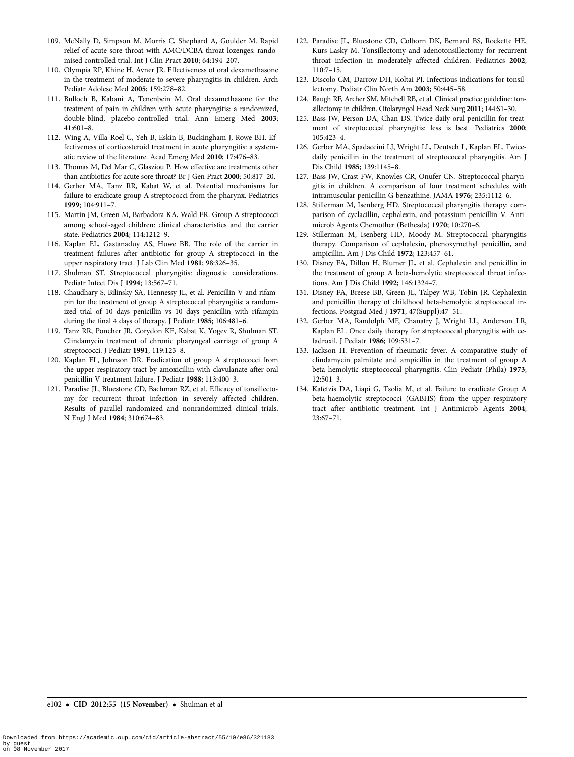109. McNally D, Simpson M, Morris C, Shephard A, Goulder M. Rapid relief of acute sore throat with AMC/DCBA throat lozenges: randomised controlled trial. Int J Clin Pract **2010**; 64:194–207.
110. Olympia RP, Khine H, Avner JR. Effectiveness of oral dexamethasone in the treatment of moderate to severe pharyngitis in children. Arch Pediatr Adolesc Med **2005**; 159:278–82.
111. Bulloch B, Kabani A, Tenenbein M. Oral dexamethasone for the treatment of pain in children with acute pharyngitis: a randomized, double-blind, placebo-controlled trial. Ann Emerg Med **2003**; 41:601–8.
112. Wing A, Villa-Roel C, Yeh B, Eskin B, Buckingham J, Rowe BH. Effectiveness of corticosteroid treatment in acute pharyngitis: a systematic review of the literature. Acad Emerg Med **2010**; 17:476–83.
113. Thomas M, Del Mar C, Glasziou P. How effective are treatments other than antibiotics for acute sore throat? Br J Gen Pract **2000**; 50:817–20.
114. Gerber MA, Tanz RR, Kabat W, et al. Potential mechanisms for failure to eradicate group A streptococci from the pharynx. Pediatrics **1999**; 104:911–7.
115. Martin JM, Green M, Barbadora KA, Wald ER. Group A streptococci among school-aged children: clinical characteristics and the carrier state. Pediatrics **2004**; 114:1212–9.
116. Kaplan EL, Gastanaduy AS, Huwe BB. The role of the carrier in treatment failures after antibiotic for group A streptococci in the upper respiratory tract. J Lab Clin Med **1981**; 98:326–35.
117. Shulman ST. Streptococcal pharyngitis: diagnostic considerations. Pediatr Infect Dis J **1994**; 13:567–71.
118. Chaudhary S, Bilinsky SA, Hennessy JL, et al. Penicillin V and rifampin for the treatment of group A streptococcal pharyngitis: a randomized trial of 10 days penicillin vs 10 days penicillin with rifampin during the final 4 days of therapy. J Pediatr **1985**; 106:481–6.
119. Tanz RR, Poncher JR, Corydon KE, Kabat K, Yogev R, Shulman ST. Clindamycin treatment of chronic pharyngeal carriage of group A streptococci. J Pediatr **1991**; 119:123–8.
120. Kaplan EL, Johnson DR. Eradication of group A streptococci from the upper respiratory tract by amoxicillin with clavulanate after oral penicillin V treatment failure. J Pediatr **1988**; 113:400–3.
121. Paradise JL, Bluestone CD, Bachman RZ, et al. Efficacy of tonsillectomy for recurrent throat infection in severely affected children. Results of parallel randomized and nonrandomized clinical trials. N Engl J Med **1984**; 310:674–83.
122. Paradise JL, Bluestone CD, Colborn DK, Bernard BS, Rockette HE, Kurs-Lasky M. Tonsillectomy and adenotonsillectomy for recurrent throat infection in moderately affected children. Pediatrics **2002**; 110:7–15.
123. Discolo CM, Darrow DH, Koltai PJ. Infectious indications for tonsillectomy. Pediatr Clin North Am **2003**; 50:445–58.
124. Baugh RF, Archer SM, Mitchell RB, et al. Clinical practice guideline: tonsillectomy in children. Otolaryngol Head Neck Surg **2011**; 144:S1–30.
125. Bass JW, Person DA, Chan DS. Twice-daily oral penicillin for treatment of streptococcal pharyngitis: less is best. Pediatrics **2000**; 105:423–4.
126. Gerber MA, Spadaccini LJ, Wright LL, Deutsch L, Kaplan EL. Twice-daily penicillin in the treatment of streptococcal pharyngitis. Am J Dis Child **1985**; 139:1145–8.
127. Bass JW, Crast FW, Knowles CR, Onufer CN. Streptococcal pharyngitis in children. A comparison of four treatment schedules with intramuscular penicillin G benzathine. JAMA **1976**; 235:1112–6.
128. Stillerman M, Isenberg HD. Streptococcal pharyngitis therapy: comparison of cyclacillin, cephalexin, and potassium penicillin V. Antimicrob Agents Chemother (Bethesda) **1970**; 10:270–6.
129. Stillerman M, Isenberg HD, Moody M. Streptococcal pharyngitis therapy. Comparison of cephalexin, phenoxymethyl penicillin, and ampicillin. Am J Dis Child **1972**; 123:457–61.
130. Disney FA, Dillon H, Blumer JL, et al. Cephalexin and penicillin in the treatment of group A beta-hemolytic streptococcal throat infections. Am J Dis Child **1992**; 146:1324–7.
131. Disney FA, Breese BB, Green JL, Talpey WB, Tobin JR. Cephalexin and penicillin therapy of childhood beta-hemolytic streptococcal infections. Postgrad Med J **1971**; 47(Suppl):47–51.
132. Gerber MA, Randolph MF, Chanatry J, Wright LL, Anderson LR, Kaplan EL. Once daily therapy for streptococcal pharyngitis with cefadroxil. J Pediatr **1986**; 109:531–7.
133. Jackson H. Prevention of rheumatic fever. A comparative study of clindamycin palmitate and ampicillin in the treatment of group A beta hemolytic streptococcal pharyngitis. Clin Pediatr (Phila) **1973**; 12:501–3.
134. Kafetzis DA, Liapi G, Tsolia M, et al. Failure to eradicate Group A beta-haemolytic streptococci (GABHS) from the upper respiratory tract after antibiotic treatment. Int J Antimicrob Agents **2004**; 23:67–71.